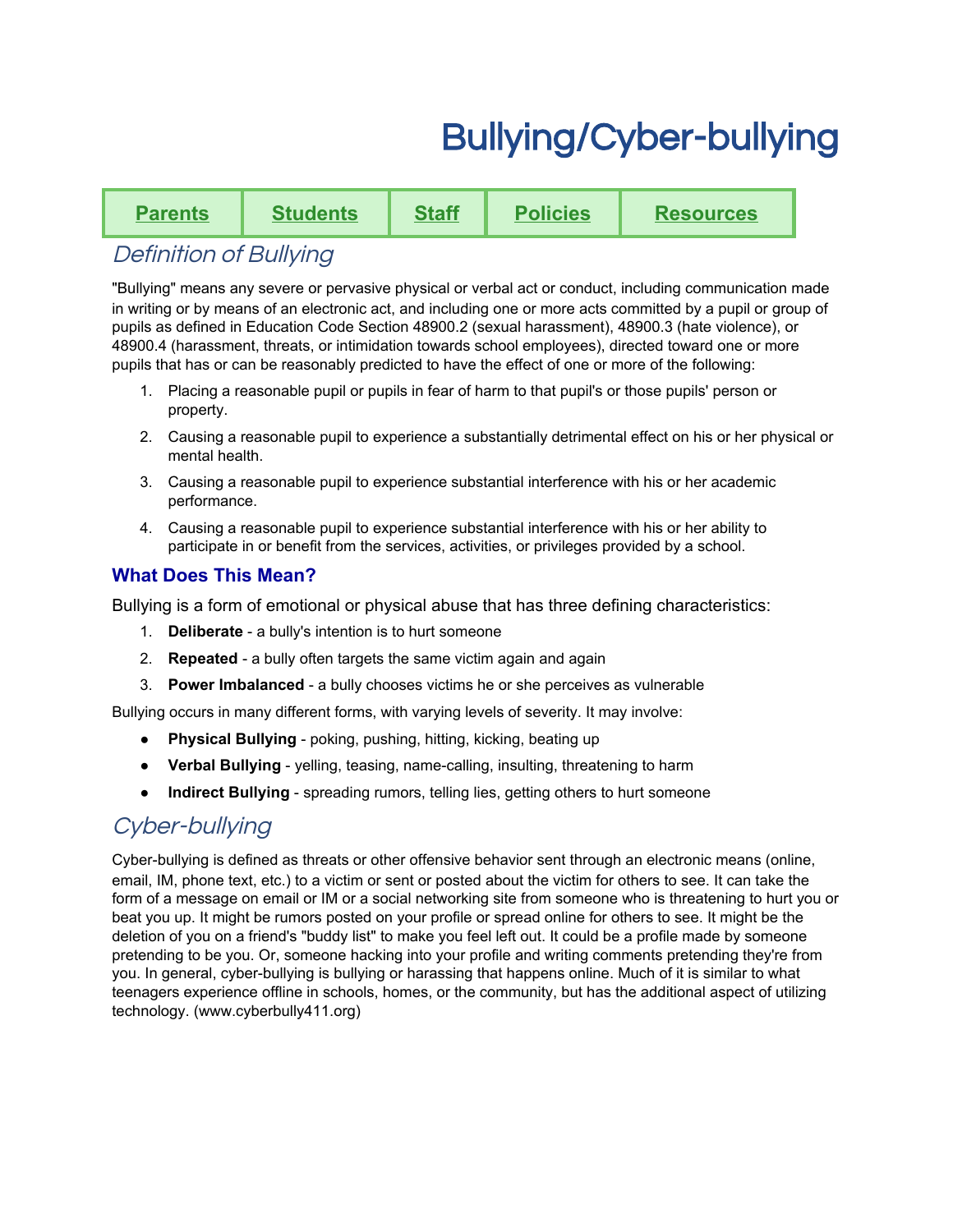# Bullying/Cyber-bullying

| Parents | Students | Staff | Policies | Resources |
| --- | --- | --- | --- | --- |

## *Definition of Bullying*

"Bullying" means any severe or pervasive physical or verbal act or conduct, including communication made in writing or by means of an electronic act, and including one or more acts committed by a pupil or group of pupils as defined in Education Code Section 48900.2 (sexual harassment), 48900.3 (hate violence), or 48900.4 (harassment, threats, or intimidation towards school employees), directed toward one or more pupils that has or can be reasonably predicted to have the effect of one or more of the following:

1. Placing a reasonable pupil or pupils in fear of harm to that pupil's or those pupils' person or property.
2. Causing a reasonable pupil to experience a substantially detrimental effect on his or her physical or mental health.
3. Causing a reasonable pupil to experience substantial interference with his or her academic performance.
4. Causing a reasonable pupil to experience substantial interference with his or her ability to participate in or benefit from the services, activities, or privileges provided by a school.

### What Does This Mean?

Bullying is a form of emotional or physical abuse that has three defining characteristics:

1. **Deliberate** - a bully's intention is to hurt someone
2. **Repeated** - a bully often targets the same victim again and again
3. **Power Imbalanced** - a bully chooses victims he or she perceives as vulnerable

Bullying occurs in many different forms, with varying levels of severity. It may involve:

- **Physical Bullying** - poking, pushing, hitting, kicking, beating up
- **Verbal Bullying** - yelling, teasing, name-calling, insulting, threatening to harm
- **Indirect Bullying** - spreading rumors, telling lies, getting others to hurt someone

## *Cyber-bullying*

Cyber-bullying is defined as threats or other offensive behavior sent through an electronic means (online, email, IM, phone text, etc.) to a victim or sent or posted about the victim for others to see. It can take the form of a message on email or IM or a social networking site from someone who is threatening to hurt you or beat you up. It might be rumors posted on your profile or spread online for others to see. It might be the deletion of you on a friend's "buddy list" to make you feel left out. It could be a profile made by someone pretending to be you. Or, someone hacking into your profile and writing comments pretending they're from you. In general, cyber-bullying is bullying or harassing that happens online. Much of it is similar to what teenagers experience offline in schools, homes, or the community, but has the additional aspect of utilizing technology. (www.cyberbully411.org)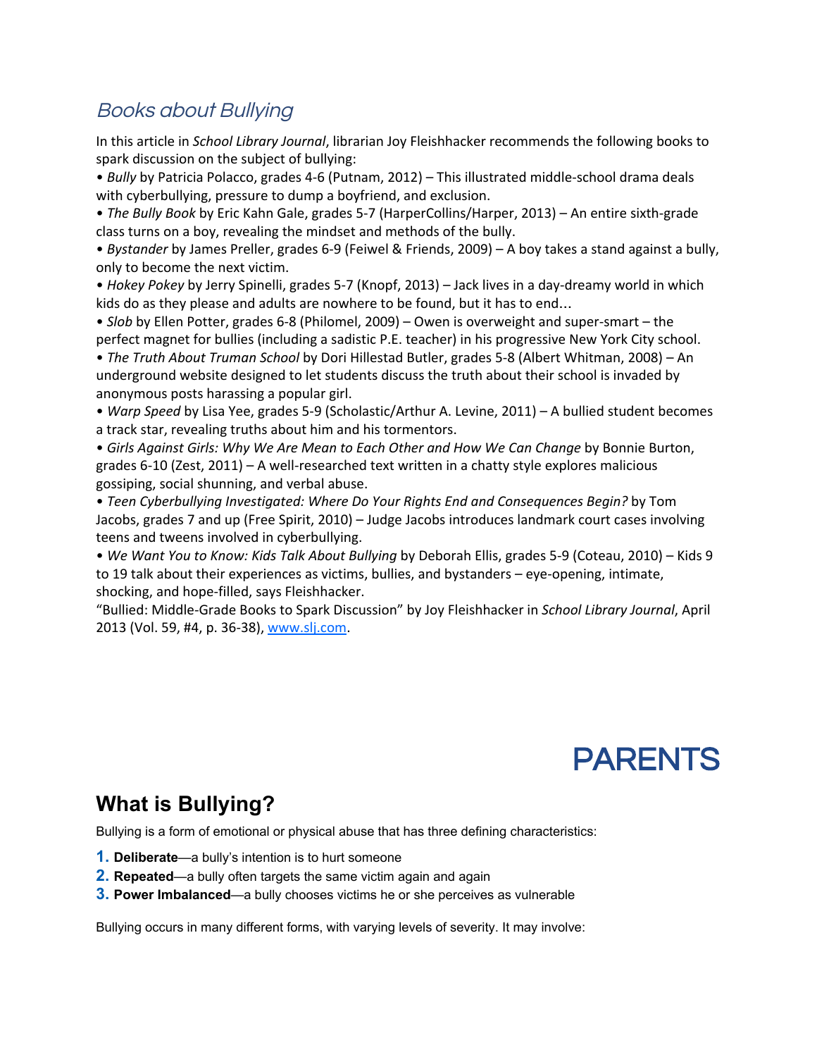## *Books about Bullying*

In this article in *School Library Journal*, librarian Joy Fleishhacker recommends the following books to spark discussion on the subject of bullying:

• *Bully* by Patricia Polacco, grades 4-6 (Putnam, 2012) – This illustrated middle-school drama deals with cyberbullying, pressure to dump a boyfriend, and exclusion.
• *The Bully Book* by Eric Kahn Gale, grades 5-7 (HarperCollins/Harper, 2013) – An entire sixth-grade class turns on a boy, revealing the mindset and methods of the bully.
• *Bystander* by James Preller, grades 6-9 (Feiwel & Friends, 2009) – A boy takes a stand against a bully, only to become the next victim.
• *Hokey Pokey* by Jerry Spinelli, grades 5-7 (Knopf, 2013) – Jack lives in a day-dreamy world in which kids do as they please and adults are nowhere to be found, but it has to end…
• *Slob* by Ellen Potter, grades 6-8 (Philomel, 2009) – Owen is overweight and super-smart – the perfect magnet for bullies (including a sadistic P.E. teacher) in his progressive New York City school.
• *The Truth About Truman School* by Dori Hillestad Butler, grades 5-8 (Albert Whitman, 2008) – An underground website designed to let students discuss the truth about their school is invaded by anonymous posts harassing a popular girl.
• *Warp Speed* by Lisa Yee, grades 5-9 (Scholastic/Arthur A. Levine, 2011) – A bullied student becomes a track star, revealing truths about him and his tormentors.
• *Girls Against Girls: Why We Are Mean to Each Other and How We Can Change* by Bonnie Burton, grades 6-10 (Zest, 2011) – A well-researched text written in a chatty style explores malicious gossiping, social shunning, and verbal abuse.
• *Teen Cyberbullying Investigated: Where Do Your Rights End and Consequences Begin?* by Tom Jacobs, grades 7 and up (Free Spirit, 2010) – Judge Jacobs introduces landmark court cases involving teens and tweens involved in cyberbullying.
• *We Want You to Know: Kids Talk About Bullying* by Deborah Ellis, grades 5-9 (Coteau, 2010) – Kids 9 to 19 talk about their experiences as victims, bullies, and bystanders – eye-opening, intimate, shocking, and hope-filled, says Fleishhacker.

"Bullied: Middle-Grade Books to Spark Discussion" by Joy Fleishhacker in *School Library Journal*, April 2013 (Vol. 59, #4, p. 36-38), www.slj.com.

# PARENTS

## What is Bullying?

Bullying is a form of emotional or physical abuse that has three defining characteristics:

1. **Deliberate**—a bully's intention is to hurt someone
2. **Repeated**—a bully often targets the same victim again and again
3. **Power Imbalanced**—a bully chooses victims he or she perceives as vulnerable

Bullying occurs in many different forms, with varying levels of severity. It may involve: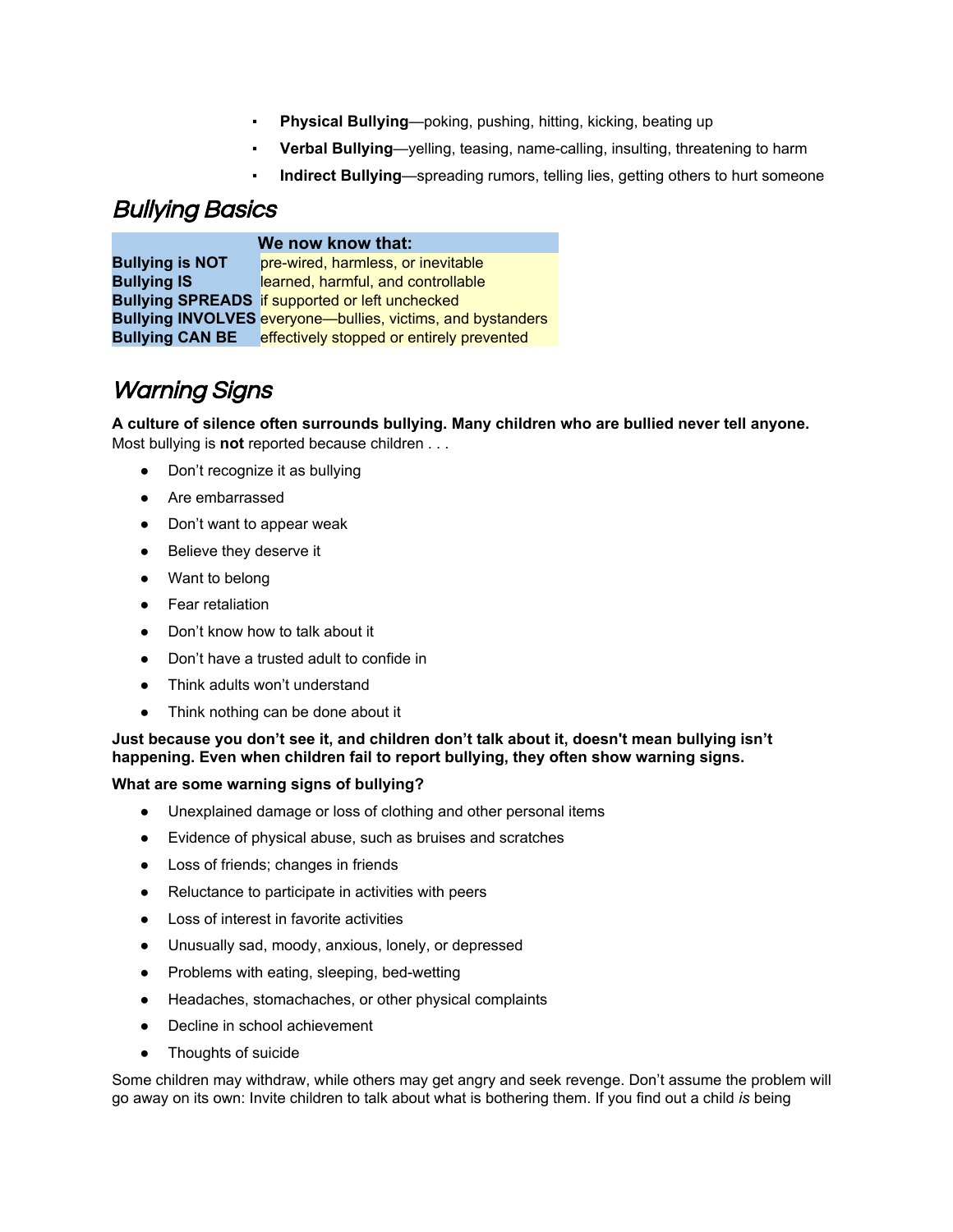- **Physical Bullying**—poking, pushing, hitting, kicking, beating up
- **Verbal Bullying**—yelling, teasing, name-calling, insulting, threatening to harm
- **Indirect Bullying**—spreading rumors, telling lies, getting others to hurt someone

## *Bullying Basics*

| | **We now know that:** |
|---|---|
| **Bullying is NOT** | pre-wired, harmless, or inevitable |
| **Bullying IS** | learned, harmful, and controllable |
| **Bullying SPREADS** | if supported or left unchecked |
| **Bullying INVOLVES** | everyone—bullies, victims, and bystanders |
| **Bullying CAN BE** | effectively stopped or entirely prevented |

## *Warning Signs*

**A culture of silence often surrounds bullying. Many children who are bullied never tell anyone.** Most bullying is **not** reported because children . . .

- Don't recognize it as bullying
- Are embarrassed
- Don't want to appear weak
- Believe they deserve it
- Want to belong
- Fear retaliation
- Don't know how to talk about it
- Don't have a trusted adult to confide in
- Think adults won't understand
- Think nothing can be done about it

**Just because you don't see it, and children don't talk about it, doesn't mean bullying isn't happening. Even when children fail to report bullying, they often show warning signs.**

**What are some warning signs of bullying?**

- Unexplained damage or loss of clothing and other personal items
- Evidence of physical abuse, such as bruises and scratches
- Loss of friends; changes in friends
- Reluctance to participate in activities with peers
- Loss of interest in favorite activities
- Unusually sad, moody, anxious, lonely, or depressed
- Problems with eating, sleeping, bed-wetting
- Headaches, stomachaches, or other physical complaints
- Decline in school achievement
- Thoughts of suicide

Some children may withdraw, while others may get angry and seek revenge. Don't assume the problem will go away on its own: Invite children to talk about what is bothering them. If you find out a child *is* being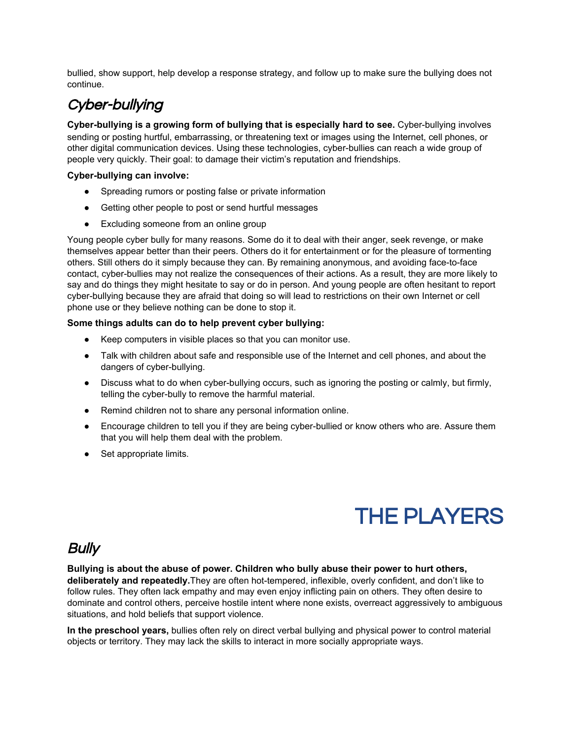bullied, show support, help develop a response strategy, and follow up to make sure the bullying does not continue.

## *Cyber-bullying*

**Cyber-bullying is a growing form of bullying that is especially hard to see.** Cyber-bullying involves sending or posting hurtful, embarrassing, or threatening text or images using the Internet, cell phones, or other digital communication devices. Using these technologies, cyber-bullies can reach a wide group of people very quickly. Their goal: to damage their victim's reputation and friendships.

**Cyber-bullying can involve:**

- Spreading rumors or posting false or private information
- Getting other people to post or send hurtful messages
- Excluding someone from an online group

Young people cyber bully for many reasons. Some do it to deal with their anger, seek revenge, or make themselves appear better than their peers. Others do it for entertainment or for the pleasure of tormenting others. Still others do it simply because they can. By remaining anonymous, and avoiding face-to-face contact, cyber-bullies may not realize the consequences of their actions. As a result, they are more likely to say and do things they might hesitate to say or do in person. And young people are often hesitant to report cyber-bullying because they are afraid that doing so will lead to restrictions on their own Internet or cell phone use or they believe nothing can be done to stop it.

**Some things adults can do to help prevent cyber bullying:**

- Keep computers in visible places so that you can monitor use.
- Talk with children about safe and responsible use of the Internet and cell phones, and about the dangers of cyber-bullying.
- Discuss what to do when cyber-bullying occurs, such as ignoring the posting or calmly, but firmly, telling the cyber-bully to remove the harmful material.
- Remind children not to share any personal information online.
- Encourage children to tell you if they are being cyber-bullied or know others who are. Assure them that you will help them deal with the problem.
- Set appropriate limits.

# THE PLAYERS

## *Bully*

**Bullying is about the abuse of power. Children who bully abuse their power to hurt others, deliberately and repeatedly.** They are often hot-tempered, inflexible, overly confident, and don't like to follow rules. They often lack empathy and may even enjoy inflicting pain on others. They often desire to dominate and control others, perceive hostile intent where none exists, overreact aggressively to ambiguous situations, and hold beliefs that support violence.

**In the preschool years,** bullies often rely on direct verbal bullying and physical power to control material objects or territory. They may lack the skills to interact in more socially appropriate ways.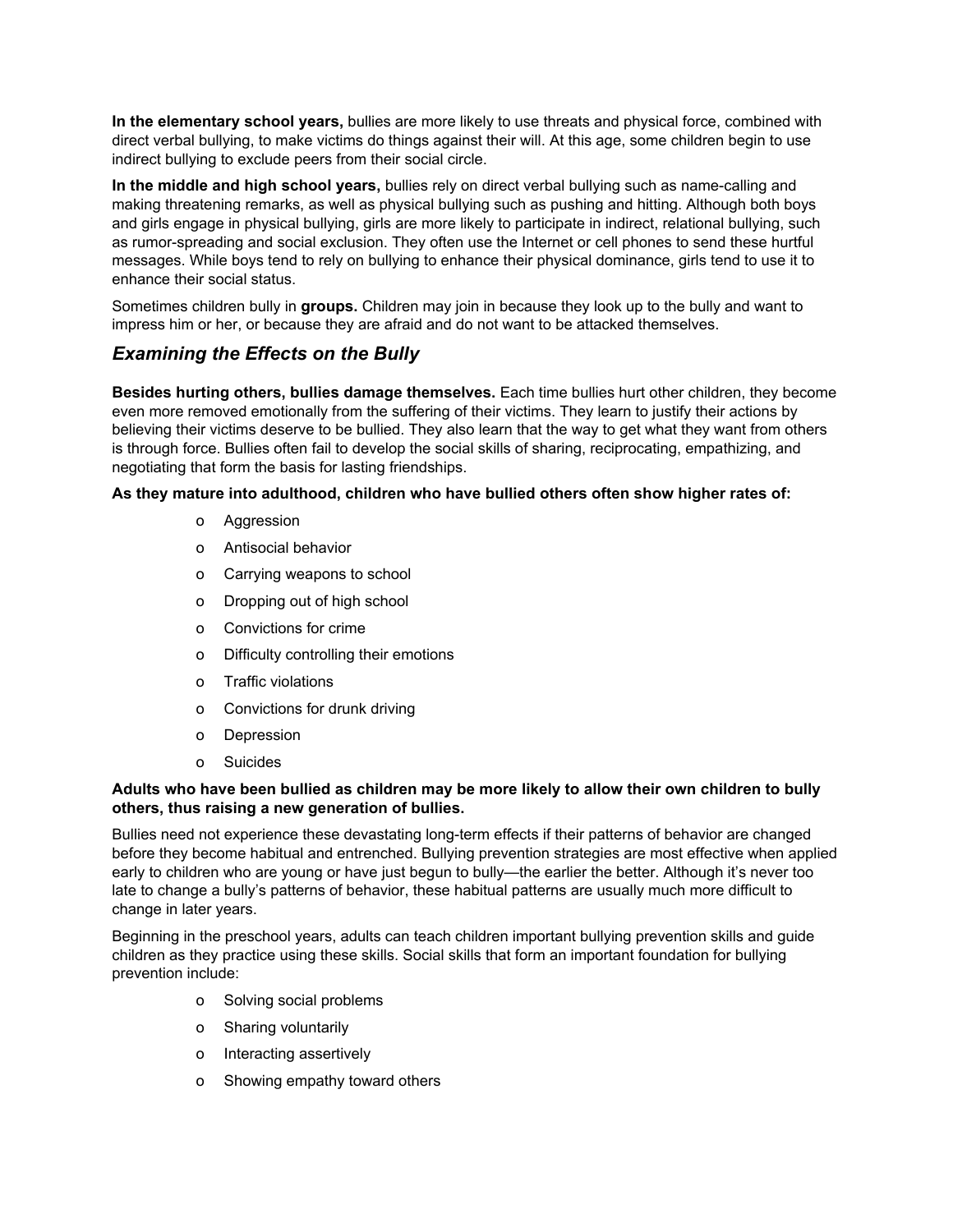**In the elementary school years,** bullies are more likely to use threats and physical force, combined with direct verbal bullying, to make victims do things against their will. At this age, some children begin to use indirect bullying to exclude peers from their social circle.

**In the middle and high school years,** bullies rely on direct verbal bullying such as name-calling and making threatening remarks, as well as physical bullying such as pushing and hitting. Although both boys and girls engage in physical bullying, girls are more likely to participate in indirect, relational bullying, such as rumor-spreading and social exclusion. They often use the Internet or cell phones to send these hurtful messages. While boys tend to rely on bullying to enhance their physical dominance, girls tend to use it to enhance their social status.

Sometimes children bully in **groups.** Children may join in because they look up to the bully and want to impress him or her, or because they are afraid and do not want to be attacked themselves.

## *Examining the Effects on the Bully*

**Besides hurting others, bullies damage themselves.** Each time bullies hurt other children, they become even more removed emotionally from the suffering of their victims. They learn to justify their actions by believing their victims deserve to be bullied. They also learn that the way to get what they want from others is through force. Bullies often fail to develop the social skills of sharing, reciprocating, empathizing, and negotiating that form the basis for lasting friendships.

**As they mature into adulthood, children who have bullied others often show higher rates of:**

- Aggression
- Antisocial behavior
- Carrying weapons to school
- Dropping out of high school
- Convictions for crime
- Difficulty controlling their emotions
- Traffic violations
- Convictions for drunk driving
- Depression
- Suicides

**Adults who have been bullied as children may be more likely to allow their own children to bully others, thus raising a new generation of bullies.**

Bullies need not experience these devastating long-term effects if their patterns of behavior are changed before they become habitual and entrenched. Bullying prevention strategies are most effective when applied early to children who are young or have just begun to bully—the earlier the better. Although it's never too late to change a bully's patterns of behavior, these habitual patterns are usually much more difficult to change in later years.

Beginning in the preschool years, adults can teach children important bullying prevention skills and guide children as they practice using these skills. Social skills that form an important foundation for bullying prevention include:

- Solving social problems
- Sharing voluntarily
- Interacting assertively
- Showing empathy toward others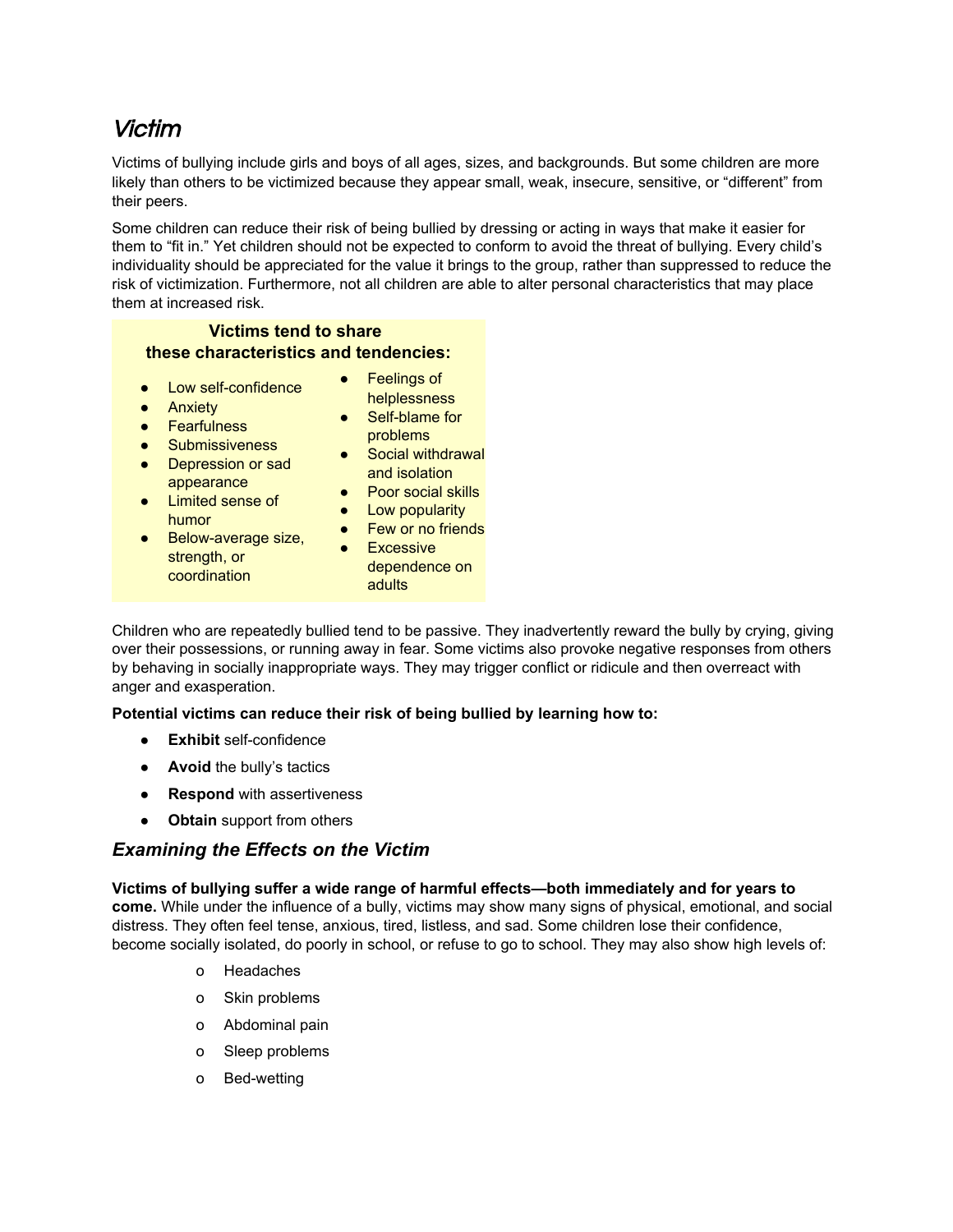# *Victim*

Victims of bullying include girls and boys of all ages, sizes, and backgrounds. But some children are more likely than others to be victimized because they appear small, weak, insecure, sensitive, or “different” from their peers.

Some children can reduce their risk of being bullied by dressing or acting in ways that make it easier for them to “fit in.” Yet children should not be expected to conform to avoid the threat of bullying. Every child’s individuality should be appreciated for the value it brings to the group, rather than suppressed to reduce the risk of victimization. Furthermore, not all children are able to alter personal characteristics that may place them at increased risk.

**Victims tend to share these characteristics and tendencies:**

- Low self-confidence
- Anxiety
- Fearfulness
- Submissiveness
- Depression or sad appearance
- Limited sense of humor
- Below-average size, strength, or coordination
- Feelings of helplessness
- Self-blame for problems
- Social withdrawal and isolation
- Poor social skills
- Low popularity
- Few or no friends
- Excessive dependence on adults

Children who are repeatedly bullied tend to be passive. They inadvertently reward the bully by crying, giving over their possessions, or running away in fear. Some victims also provoke negative responses from others by behaving in socially inappropriate ways. They may trigger conflict or ridicule and then overreact with anger and exasperation.

**Potential victims can reduce their risk of being bullied by learning how to:**

- **Exhibit** self-confidence
- **Avoid** the bully’s tactics
- **Respond** with assertiveness
- **Obtain** support from others

## *Examining the Effects on the Victim*

**Victims of bullying suffer a wide range of harmful effects—both immediately and for years to come.** While under the influence of a bully, victims may show many signs of physical, emotional, and social distress. They often feel tense, anxious, tired, listless, and sad. Some children lose their confidence, become socially isolated, do poorly in school, or refuse to go to school. They may also show high levels of:

- Headaches
- Skin problems
- Abdominal pain
- Sleep problems
- Bed-wetting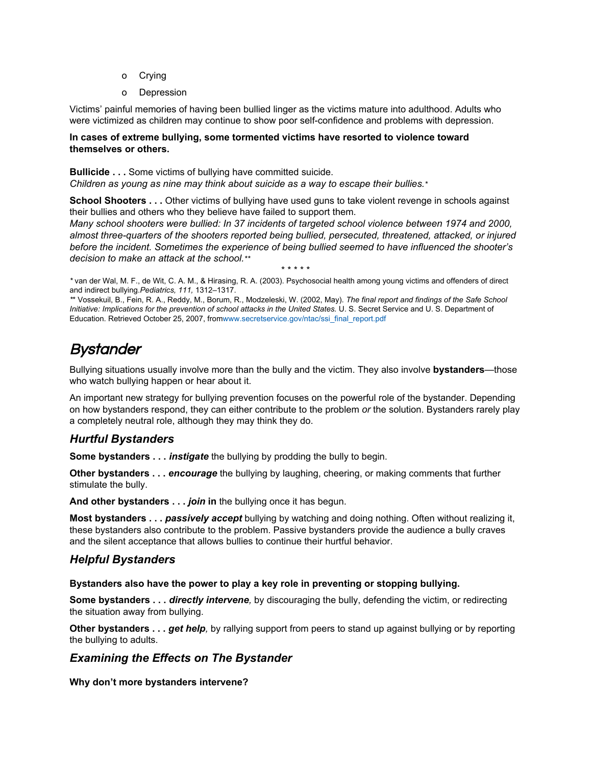- Crying
- Depression

Victims' painful memories of having been bullied linger as the victims mature into adulthood. Adults who were victimized as children may continue to show poor self-confidence and problems with depression.

**In cases of extreme bullying, some tormented victims have resorted to violence toward themselves or others.**

**Bullicide . . .** Some victims of bullying have committed suicide.
*Children as young as nine may think about suicide as a way to escape their bullies.**

**School Shooters . . .** Other victims of bullying have used guns to take violent revenge in schools against their bullies and others who they believe have failed to support them.
*Many school shooters were bullied: In 37 incidents of targeted school violence between 1974 and 2000, almost three-quarters of the shooters reported being bullied, persecuted, threatened, attacked, or injured before the incident. Sometimes the experience of being bullied seemed to have influenced the shooter's decision to make an attack at the school.***

\* \* \* \* \*

\* van der Wal, M. F., de Wit, C. A. M., & Hirasing, R. A. (2003). Psychosocial health among young victims and offenders of direct and indirect bullying. *Pediatrics, 111,* 1312–1317.
\*\* Vossekuil, B., Fein, R. A., Reddy, M., Borum, R., Modzeleski, W. (2002, May). *The final report and findings of the Safe School Initiative: Implications for the prevention of school attacks in the United States.* U. S. Secret Service and U. S. Department of Education. Retrieved October 25, 2007, from www.secretservice.gov/ntac/ssi_final_report.pdf

# *Bystander*

Bullying situations usually involve more than the bully and the victim. They also involve **bystanders**—those who watch bullying happen or hear about it.

An important new strategy for bullying prevention focuses on the powerful role of the bystander. Depending on how bystanders respond, they can either contribute to the problem *or* the solution. Bystanders rarely play a completely neutral role, although they may think they do.

## *Hurtful Bystanders*

**Some bystanders . . .** ***instigate*** the bullying by prodding the bully to begin.

**Other bystanders . . .** ***encourage*** the bullying by laughing, cheering, or making comments that further stimulate the bully.

**And other bystanders . . .** ***join*** **in** the bullying once it has begun.

**Most bystanders . . .** ***passively accept*** bullying by watching and doing nothing. Often without realizing it, these bystanders also contribute to the problem. Passive bystanders provide the audience a bully craves and the silent acceptance that allows bullies to continue their hurtful behavior.

## *Helpful Bystanders*

**Bystanders also have the power to play a key role in preventing or stopping bullying.**

**Some bystanders . . .** ***directly intervene****,* by discouraging the bully, defending the victim, or redirecting the situation away from bullying.

**Other bystanders . . .** ***get help****,* by rallying support from peers to stand up against bullying or by reporting the bullying to adults.

## *Examining the Effects on The Bystander*

**Why don't more bystanders intervene?**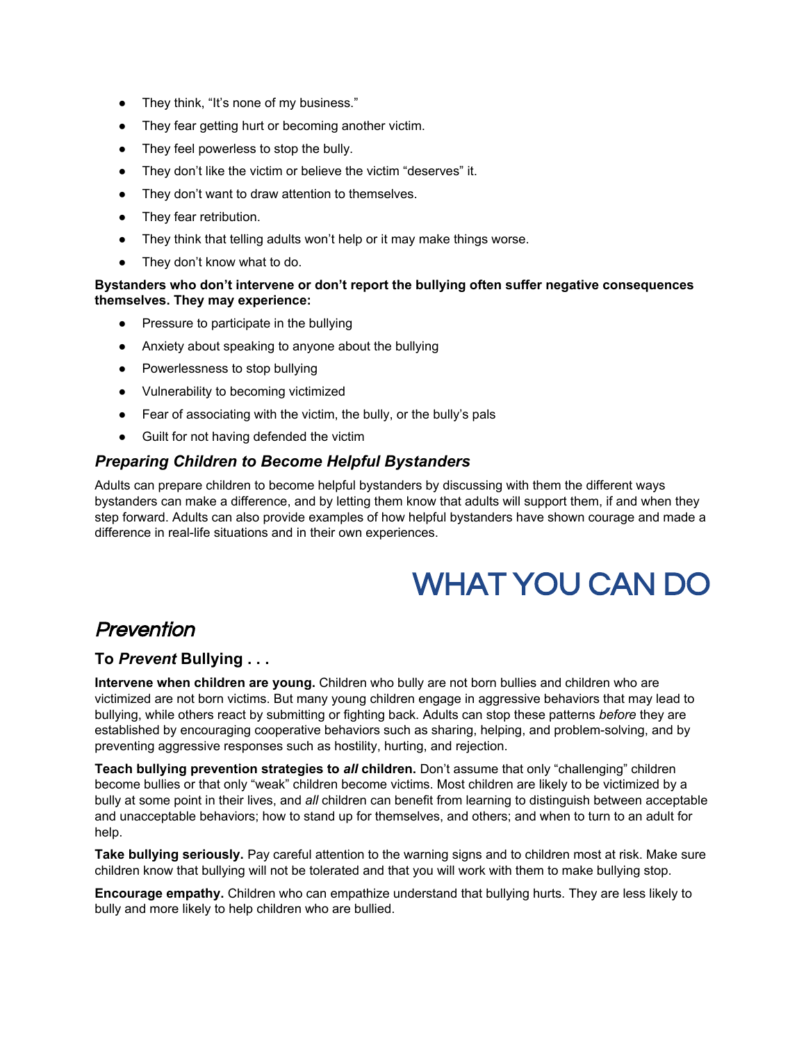- They think, "It's none of my business."
- They fear getting hurt or becoming another victim.
- They feel powerless to stop the bully.
- They don't like the victim or believe the victim "deserves" it.
- They don't want to draw attention to themselves.
- They fear retribution.
- They think that telling adults won't help or it may make things worse.
- They don't know what to do.

**Bystanders who don't intervene or don't report the bullying often suffer negative consequences themselves. They may experience:**

- Pressure to participate in the bullying
- Anxiety about speaking to anyone about the bullying
- Powerlessness to stop bullying
- Vulnerability to becoming victimized
- Fear of associating with the victim, the bully, or the bully's pals
- Guilt for not having defended the victim

### *Preparing Children to Become Helpful Bystanders*

Adults can prepare children to become helpful bystanders by discussing with them the different ways bystanders can make a difference, and by letting them know that adults will support them, if and when they step forward. Adults can also provide examples of how helpful bystanders have shown courage and made a difference in real-life situations and in their own experiences.

# WHAT YOU CAN DO

## *Prevention*

### To *Prevent* Bullying . . .

**Intervene when children are young.** Children who bully are not born bullies and children who are victimized are not born victims. But many young children engage in aggressive behaviors that may lead to bullying, while others react by submitting or fighting back. Adults can stop these patterns *before* they are established by encouraging cooperative behaviors such as sharing, helping, and problem-solving, and by preventing aggressive responses such as hostility, hurting, and rejection.

**Teach bullying prevention strategies to *all* children.** Don't assume that only "challenging" children become bullies or that only "weak" children become victims. Most children are likely to be victimized by a bully at some point in their lives, and *all* children can benefit from learning to distinguish between acceptable and unacceptable behaviors; how to stand up for themselves, and others; and when to turn to an adult for help.

**Take bullying seriously.** Pay careful attention to the warning signs and to children most at risk. Make sure children know that bullying will not be tolerated and that you will work with them to make bullying stop.

**Encourage empathy.** Children who can empathize understand that bullying hurts. They are less likely to bully and more likely to help children who are bullied.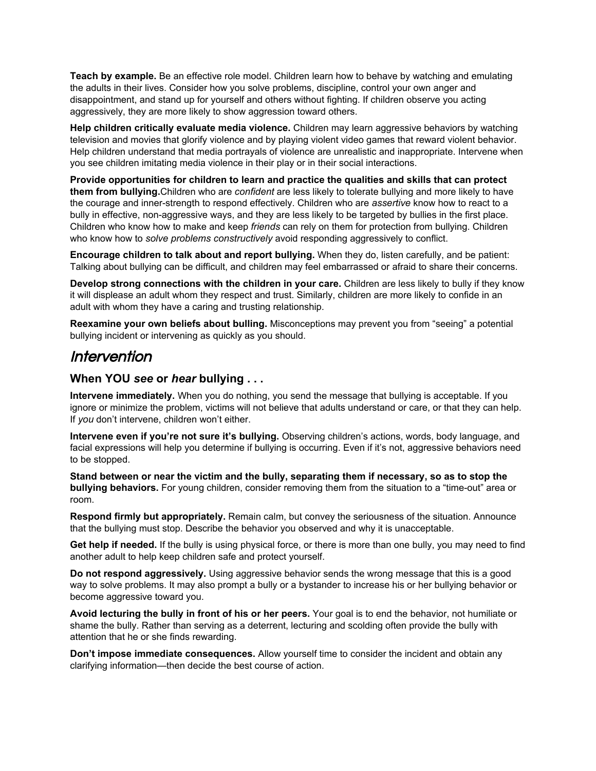**Teach by example.** Be an effective role model. Children learn how to behave by watching and emulating the adults in their lives. Consider how you solve problems, discipline, control your own anger and disappointment, and stand up for yourself and others without fighting. If children observe you acting aggressively, they are more likely to show aggression toward others.

**Help children critically evaluate media violence.** Children may learn aggressive behaviors by watching television and movies that glorify violence and by playing violent video games that reward violent behavior. Help children understand that media portrayals of violence are unrealistic and inappropriate. Intervene when you see children imitating media violence in their play or in their social interactions.

**Provide opportunities for children to learn and practice the qualities and skills that can protect them from bullying.**Children who are *confident* are less likely to tolerate bullying and more likely to have the courage and inner-strength to respond effectively. Children who are *assertive* know how to react to a bully in effective, non-aggressive ways, and they are less likely to be targeted by bullies in the first place. Children who know how to make and keep *friends* can rely on them for protection from bullying. Children who know how to *solve problems constructively* avoid responding aggressively to conflict.

**Encourage children to talk about and report bullying.** When they do, listen carefully, and be patient: Talking about bullying can be difficult, and children may feel embarrassed or afraid to share their concerns.

**Develop strong connections with the children in your care.** Children are less likely to bully if they know it will displease an adult whom they respect and trust. Similarly, children are more likely to confide in an adult with whom they have a caring and trusting relationship.

**Reexamine your own beliefs about bulling.** Misconceptions may prevent you from "seeing" a potential bullying incident or intervening as quickly as you should.

## *Intervention*

### When YOU *see* or *hear* bullying . . .

**Intervene immediately.** When you do nothing, you send the message that bullying is acceptable. If you ignore or minimize the problem, victims will not believe that adults understand or care, or that they can help. If *you* don't intervene, children won't either.

**Intervene even if you're not sure it's bullying.** Observing children's actions, words, body language, and facial expressions will help you determine if bullying is occurring. Even if it's not, aggressive behaviors need to be stopped.

**Stand between or near the victim and the bully, separating them if necessary, so as to stop the bullying behaviors.** For young children, consider removing them from the situation to a "time-out" area or room.

**Respond firmly but appropriately.** Remain calm, but convey the seriousness of the situation. Announce that the bullying must stop. Describe the behavior you observed and why it is unacceptable.

**Get help if needed.** If the bully is using physical force, or there is more than one bully, you may need to find another adult to help keep children safe and protect yourself.

**Do not respond aggressively.** Using aggressive behavior sends the wrong message that this is a good way to solve problems. It may also prompt a bully or a bystander to increase his or her bullying behavior or become aggressive toward you.

**Avoid lecturing the bully in front of his or her peers.** Your goal is to end the behavior, not humiliate or shame the bully. Rather than serving as a deterrent, lecturing and scolding often provide the bully with attention that he or she finds rewarding.

**Don't impose immediate consequences.** Allow yourself time to consider the incident and obtain any clarifying information—then decide the best course of action.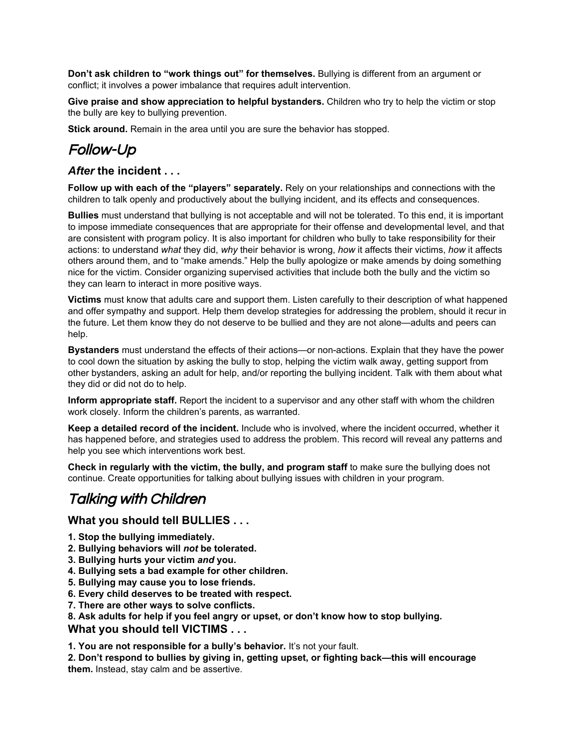**Don't ask children to "work things out" for themselves.** Bullying is different from an argument or conflict; it involves a power imbalance that requires adult intervention.

**Give praise and show appreciation to helpful bystanders.** Children who try to help the victim or stop the bully are key to bullying prevention.

**Stick around.** Remain in the area until you are sure the behavior has stopped.

## Follow-Up

### *After* the incident . . .

**Follow up with each of the "players" separately.** Rely on your relationships and connections with the children to talk openly and productively about the bullying incident, and its effects and consequences.

**Bullies** must understand that bullying is not acceptable and will not be tolerated. To this end, it is important to impose immediate consequences that are appropriate for their offense and developmental level, and that are consistent with program policy. It is also important for children who bully to take responsibility for their actions: to understand *what* they did, *why* their behavior is wrong, *how* it affects their victims, *how* it affects others around them, and to "make amends." Help the bully apologize or make amends by doing something nice for the victim. Consider organizing supervised activities that include both the bully and the victim so they can learn to interact in more positive ways.

**Victims** must know that adults care and support them. Listen carefully to their description of what happened and offer sympathy and support. Help them develop strategies for addressing the problem, should it recur in the future. Let them know they do not deserve to be bullied and they are not alone—adults and peers can help.

**Bystanders** must understand the effects of their actions—or non-actions. Explain that they have the power to cool down the situation by asking the bully to stop, helping the victim walk away, getting support from other bystanders, asking an adult for help, and/or reporting the bullying incident. Talk with them about what they did or did not do to help.

**Inform appropriate staff.** Report the incident to a supervisor and any other staff with whom the children work closely. Inform the children's parents, as warranted.

**Keep a detailed record of the incident.** Include who is involved, where the incident occurred, whether it has happened before, and strategies used to address the problem. This record will reveal any patterns and help you see which interventions work best.

**Check in regularly with the victim, the bully, and program staff** to make sure the bullying does not continue. Create opportunities for talking about bullying issues with children in your program.

## Talking with Children

### What you should tell BULLIES . . .

**1. Stop the bullying immediately.**
**2. Bullying behaviors will *not* be tolerated.**
**3. Bullying hurts your victim *and* you.**
**4. Bullying sets a bad example for other children.**
**5. Bullying may cause you to lose friends.**
**6. Every child deserves to be treated with respect.**
**7. There are other ways to solve conflicts.**
**8. Ask adults for help if you feel angry or upset, or don't know how to stop bullying.**

### What you should tell VICTIMS . . .

**1. You are not responsible for a bully's behavior.** It's not your fault.
**2. Don't respond to bullies by giving in, getting upset, or fighting back—this will encourage them.** Instead, stay calm and be assertive.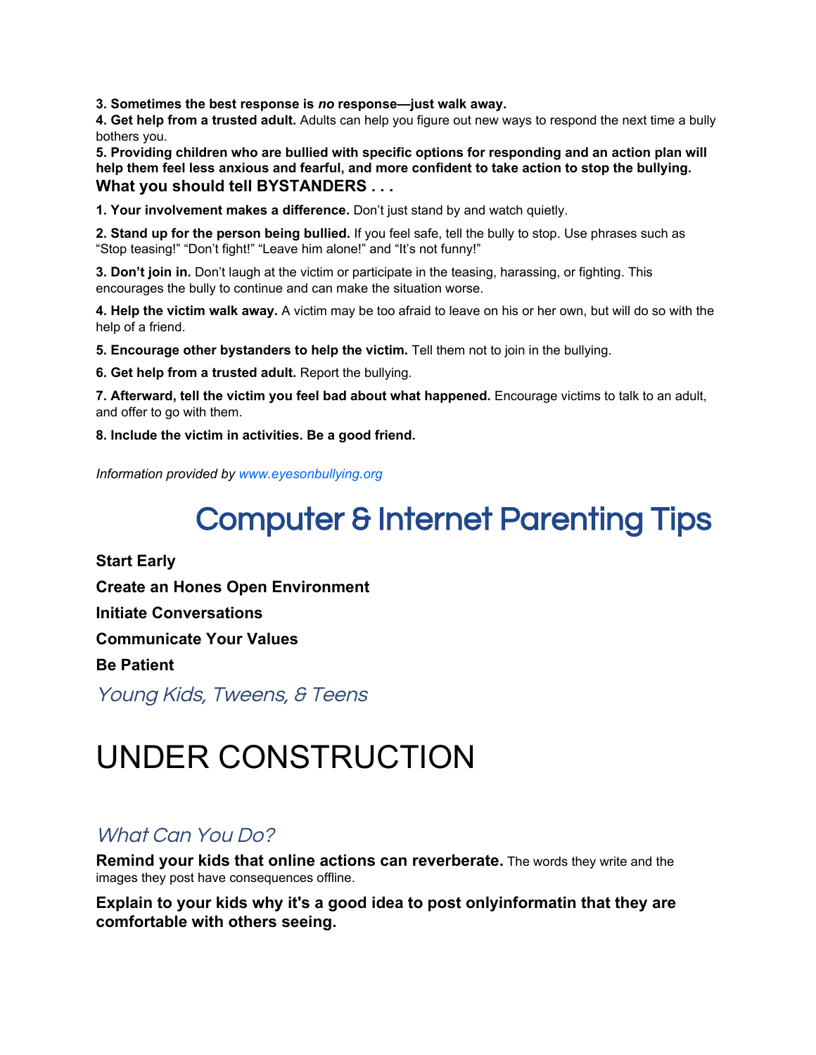**3. Sometimes the best response is *no* response—just walk away.**

**4. Get help from a trusted adult.** Adults can help you figure out new ways to respond the next time a bully bothers you.

**5. Providing children who are bullied with specific options for responding and an action plan will help them feel less anxious and fearful, and more confident to take action to stop the bullying.**

**What you should tell BYSTANDERS . . .**

**1. Your involvement makes a difference.** Don't just stand by and watch quietly.

**2. Stand up for the person being bullied.** If you feel safe, tell the bully to stop. Use phrases such as "Stop teasing!" "Don't fight!" "Leave him alone!" and "It's not funny!"

**3. Don't join in.** Don't laugh at the victim or participate in the teasing, harassing, or fighting. This encourages the bully to continue and can make the situation worse.

**4. Help the victim walk away.** A victim may be too afraid to leave on his or her own, but will do so with the help of a friend.

**5. Encourage other bystanders to help the victim.** Tell them not to join in the bullying.

**6. Get help from a trusted adult.** Report the bullying.

**7. Afterward, tell the victim you feel bad about what happened.** Encourage victims to talk to an adult, and offer to go with them.

**8. Include the victim in activities. Be a good friend.**

*Information provided by www.eyesonbullying.org*

# Computer & Internet Parenting Tips

**Start Early**

**Create an Hones Open Environment**

**Initiate Conversations**

**Communicate Your Values**

**Be Patient**

## *Young Kids, Tweens, & Teens*

# UNDER CONSTRUCTION

## *What Can You Do?*

**Remind your kids that online actions can reverberate.** The words they write and the images they post have consequences offline.

**Explain to your kids why it's a good idea to post onlyinformatin that they are comfortable with others seeing.**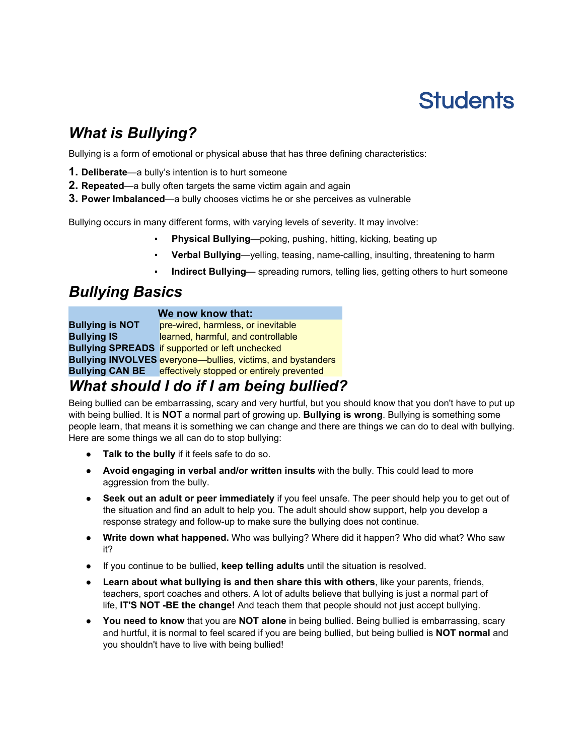# Students

## *What is Bullying?*

Bullying is a form of emotional or physical abuse that has three defining characteristics:

1. **Deliberate**—a bully's intention is to hurt someone
2. **Repeated**—a bully often targets the same victim again and again
3. **Power Imbalanced**—a bully chooses victims he or she perceives as vulnerable

Bullying occurs in many different forms, with varying levels of severity. It may involve:

- **Physical Bullying**—poking, pushing, hitting, kicking, beating up
- **Verbal Bullying**—yelling, teasing, name-calling, insulting, threatening to harm
- **Indirect Bullying**— spreading rumors, telling lies, getting others to hurt someone

## *Bullying Basics*

| | We now know that: |
|---|---|
| **Bullying is NOT** | pre-wired, harmless, or inevitable |
| **Bullying IS** | learned, harmful, and controllable |
| **Bullying SPREADS** | if supported or left unchecked |
| **Bullying INVOLVES** | everyone—bullies, victims, and bystanders |
| **Bullying CAN BE** | effectively stopped or entirely prevented |

## *What should I do if I am being bullied?*

Being bullied can be embarrassing, scary and very hurtful, but you should know that you don't have to put up with being bullied. It is **NOT** a normal part of growing up. **Bullying is wrong**. Bullying is something some people learn, that means it is something we can change and there are things we can do to deal with bullying. Here are some things we all can do to stop bullying:

- **Talk to the bully** if it feels safe to do so.
- **Avoid engaging in verbal and/or written insults** with the bully. This could lead to more aggression from the bully.
- **Seek out an adult or peer immediately** if you feel unsafe. The peer should help you to get out of the situation and find an adult to help you. The adult should show support, help you develop a response strategy and follow-up to make sure the bullying does not continue.
- **Write down what happened.** Who was bullying? Where did it happen? Who did what? Who saw it?
- If you continue to be bullied, **keep telling adults** until the situation is resolved.
- **Learn about what bullying is and then share this with others**, like your parents, friends, teachers, sport coaches and others. A lot of adults believe that bullying is just a normal part of life, **IT'S NOT -BE the change!** And teach them that people should not just accept bullying.
- **You need to know** that you are **NOT alone** in being bullied. Being bullied is embarrassing, scary and hurtful, it is normal to feel scared if you are being bullied, but being bullied is **NOT normal** and you shouldn't have to live with being bullied!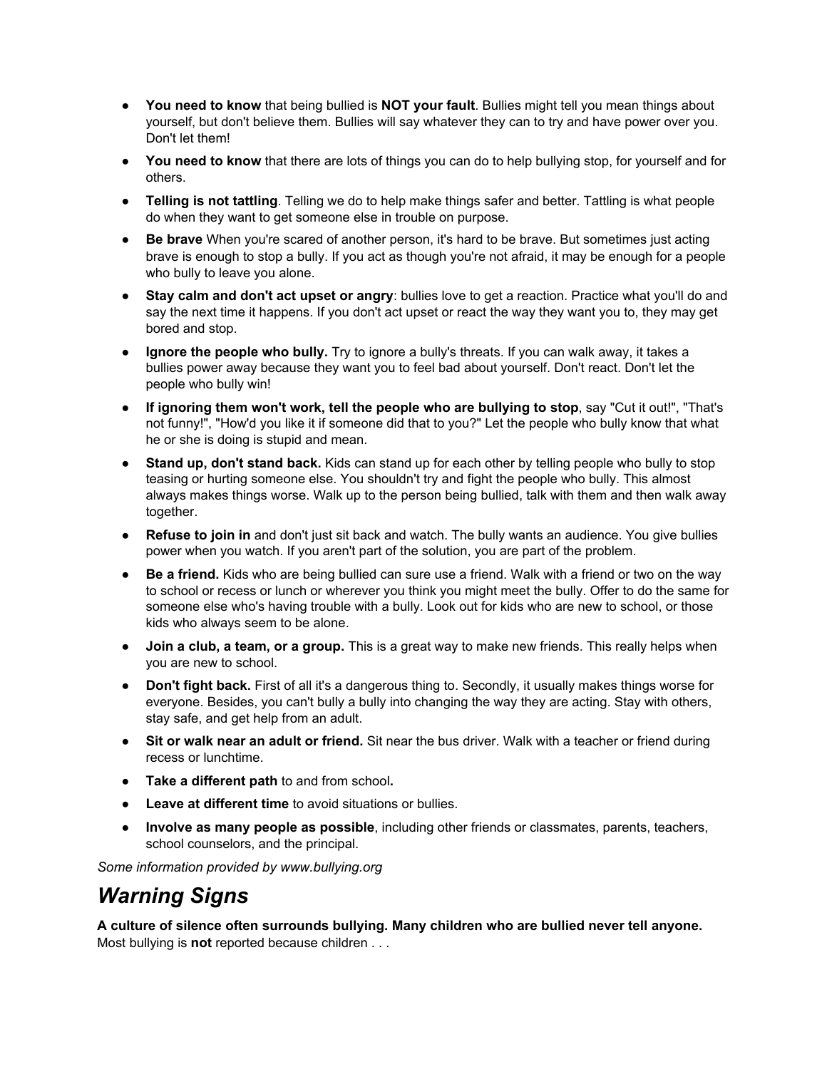- **You need to know** that being bullied is **NOT your fault**. Bullies might tell you mean things about yourself, but don't believe them. Bullies will say whatever they can to try and have power over you. Don't let them!
- **You need to know** that there are lots of things you can do to help bullying stop, for yourself and for others.
- **Telling is not tattling**. Telling we do to help make things safer and better. Tattling is what people do when they want to get someone else in trouble on purpose.
- **Be brave** When you're scared of another person, it's hard to be brave. But sometimes just acting brave is enough to stop a bully. If you act as though you're not afraid, it may be enough for a people who bully to leave you alone.
- **Stay calm and don't act upset or angry**: bullies love to get a reaction. Practice what you'll do and say the next time it happens. If you don't act upset or react the way they want you to, they may get bored and stop.
- **Ignore the people who bully.** Try to ignore a bully's threats. If you can walk away, it takes a bullies power away because they want you to feel bad about yourself. Don't react. Don't let the people who bully win!
- **If ignoring them won't work, tell the people who are bullying to stop**, say "Cut it out!", "That's not funny!", "How'd you like it if someone did that to you?" Let the people who bully know that what he or she is doing is stupid and mean.
- **Stand up, don't stand back.** Kids can stand up for each other by telling people who bully to stop teasing or hurting someone else. You shouldn't try and fight the people who bully. This almost always makes things worse. Walk up to the person being bullied, talk with them and then walk away together.
- **Refuse to join in** and don't just sit back and watch. The bully wants an audience. You give bullies power when you watch. If you aren't part of the solution, you are part of the problem.
- **Be a friend.** Kids who are being bullied can sure use a friend. Walk with a friend or two on the way to school or recess or lunch or wherever you think you might meet the bully. Offer to do the same for someone else who's having trouble with a bully. Look out for kids who are new to school, or those kids who always seem to be alone.
- **Join a club, a team, or a group.** This is a great way to make new friends. This really helps when you are new to school.
- **Don't fight back.** First of all it's a dangerous thing to. Secondly, it usually makes things worse for everyone. Besides, you can't bully a bully into changing the way they are acting. Stay with others, stay safe, and get help from an adult.
- **Sit or walk near an adult or friend.** Sit near the bus driver. Walk with a teacher or friend during recess or lunchtime.
- **Take a different path** to and from school**.**
- **Leave at different time** to avoid situations or bullies.
- **Involve as many people as possible**, including other friends or classmates, parents, teachers, school counselors, and the principal.

*Some information provided by www.bullying.org*

# *Warning Signs*

**A culture of silence often surrounds bullying. Many children who are bullied never tell anyone.**
Most bullying is **not** reported because children . . .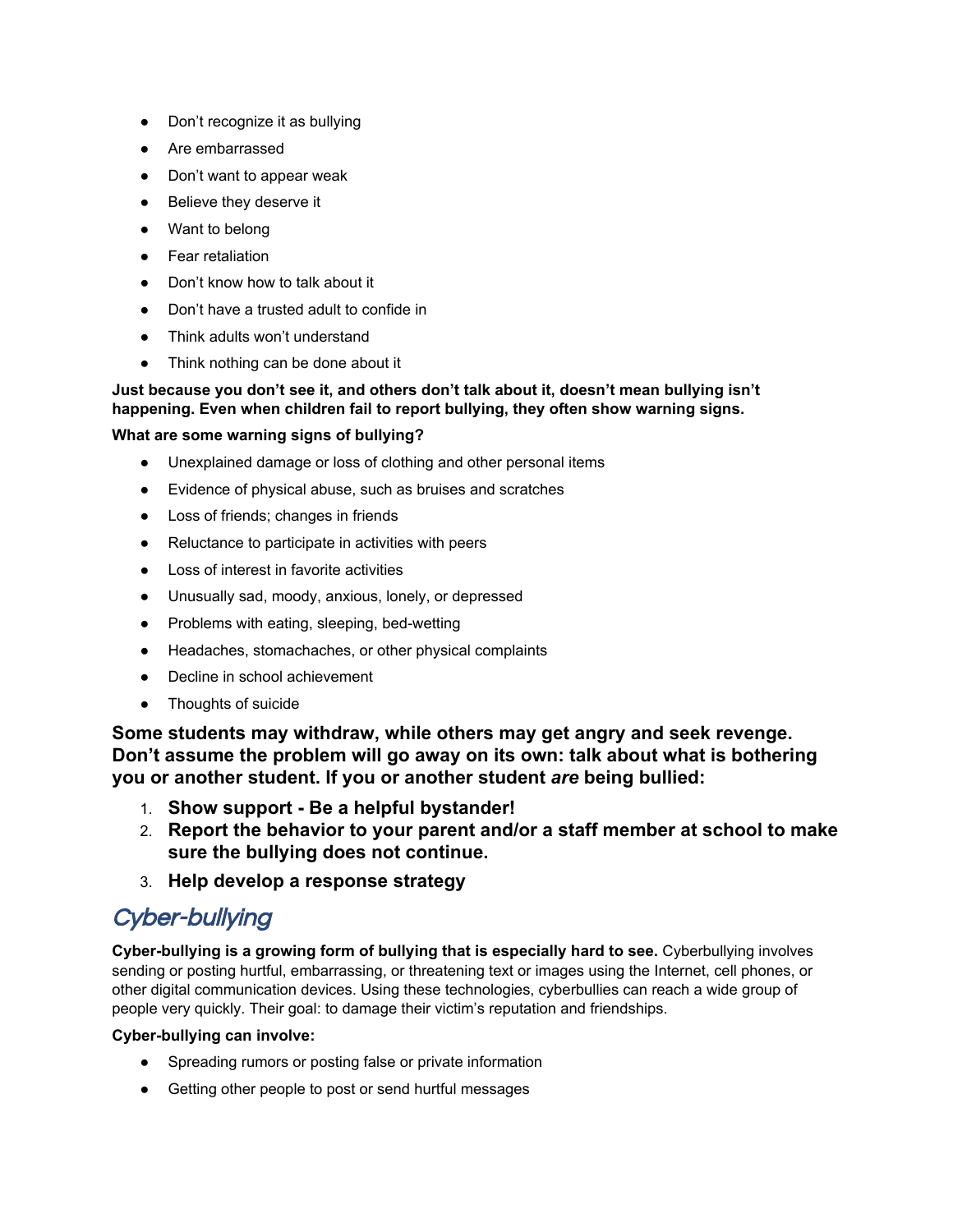- Don't recognize it as bullying
- Are embarrassed
- Don't want to appear weak
- Believe they deserve it
- Want to belong
- Fear retaliation
- Don't know how to talk about it
- Don't have a trusted adult to confide in
- Think adults won't understand
- Think nothing can be done about it

**Just because you don't see it, and others don't talk about it, doesn't mean bullying isn't happening. Even when children fail to report bullying, they often show warning signs.**

**What are some warning signs of bullying?**

- Unexplained damage or loss of clothing and other personal items
- Evidence of physical abuse, such as bruises and scratches
- Loss of friends; changes in friends
- Reluctance to participate in activities with peers
- Loss of interest in favorite activities
- Unusually sad, moody, anxious, lonely, or depressed
- Problems with eating, sleeping, bed-wetting
- Headaches, stomachaches, or other physical complaints
- Decline in school achievement
- Thoughts of suicide

**Some students may withdraw, while others may get angry and seek revenge. Don't assume the problem will go away on its own: talk about what is bothering you or another student. If you or another student *are* being bullied:**

1. **Show support - Be a helpful bystander!**
2. **Report the behavior to your parent and/or a staff member at school to make sure the bullying does not continue.**
3. **Help develop a response strategy**

## *Cyber-bullying*

**Cyber-bullying is a growing form of bullying that is especially hard to see.** Cyberbullying involves sending or posting hurtful, embarrassing, or threatening text or images using the Internet, cell phones, or other digital communication devices. Using these technologies, cyberbullies can reach a wide group of people very quickly. Their goal: to damage their victim's reputation and friendships.

**Cyber-bullying can involve:**

- Spreading rumors or posting false or private information
- Getting other people to post or send hurtful messages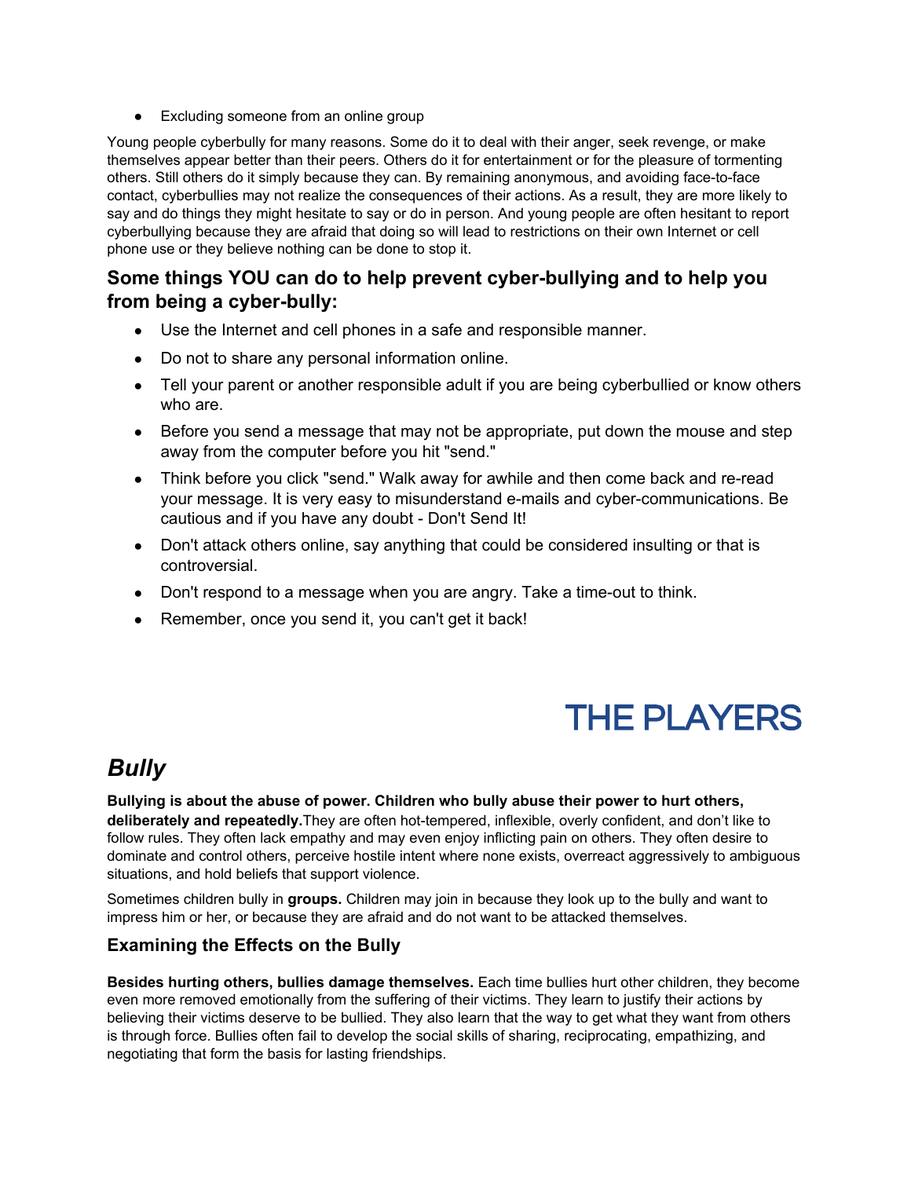- Excluding someone from an online group

Young people cyberbully for many reasons. Some do it to deal with their anger, seek revenge, or make themselves appear better than their peers. Others do it for entertainment or for the pleasure of tormenting others. Still others do it simply because they can. By remaining anonymous, and avoiding face-to-face contact, cyberbullies may not realize the consequences of their actions. As a result, they are more likely to say and do things they might hesitate to say or do in person. And young people are often hesitant to report cyberbullying because they are afraid that doing so will lead to restrictions on their own Internet or cell phone use or they believe nothing can be done to stop it.

### Some things YOU can do to help prevent cyber-bullying and to help you from being a cyber-bully:

- Use the Internet and cell phones in a safe and responsible manner.
- Do not to share any personal information online.
- Tell your parent or another responsible adult if you are being cyberbullied or know others who are.
- Before you send a message that may not be appropriate, put down the mouse and step away from the computer before you hit "send."
- Think before you click "send." Walk away for awhile and then come back and re-read your message. It is very easy to misunderstand e-mails and cyber-communications. Be cautious and if you have any doubt - Don't Send It!
- Don't attack others online, say anything that could be considered insulting or that is controversial.
- Don't respond to a message when you are angry. Take a time-out to think.
- Remember, once you send it, you can't get it back!

# THE PLAYERS

## *Bully*

**Bullying is about the abuse of power. Children who bully abuse their power to hurt others, deliberately and repeatedly.** They are often hot-tempered, inflexible, overly confident, and don't like to follow rules. They often lack empathy and may even enjoy inflicting pain on others. They often desire to dominate and control others, perceive hostile intent where none exists, overreact aggressively to ambiguous situations, and hold beliefs that support violence.

Sometimes children bully in **groups.** Children may join in because they look up to the bully and want to impress him or her, or because they are afraid and do not want to be attacked themselves.

### Examining the Effects on the Bully

**Besides hurting others, bullies damage themselves.** Each time bullies hurt other children, they become even more removed emotionally from the suffering of their victims. They learn to justify their actions by believing their victims deserve to be bullied. They also learn that the way to get what they want from others is through force. Bullies often fail to develop the social skills of sharing, reciprocating, empathizing, and negotiating that form the basis for lasting friendships.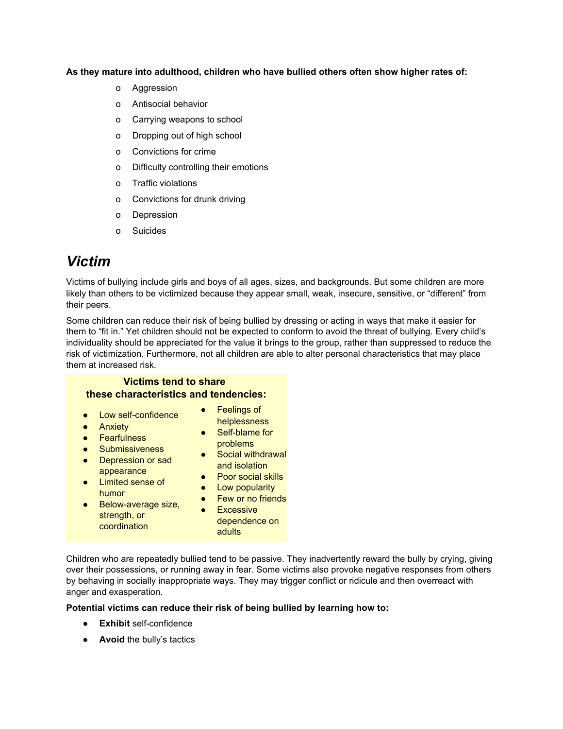**As they mature into adulthood, children who have bullied others often show higher rates of:**

- Aggression
- Antisocial behavior
- Carrying weapons to school
- Dropping out of high school
- Convictions for crime
- Difficulty controlling their emotions
- Traffic violations
- Convictions for drunk driving
- Depression
- Suicides

# *Victim*

Victims of bullying include girls and boys of all ages, sizes, and backgrounds. But some children are more likely than others to be victimized because they appear small, weak, insecure, sensitive, or "different" from their peers.

Some children can reduce their risk of being bullied by dressing or acting in ways that make it easier for them to "fit in." Yet children should not be expected to conform to avoid the threat of bullying. Every child's individuality should be appreciated for the value it brings to the group, rather than suppressed to reduce the risk of victimization. Furthermore, not all children are able to alter personal characteristics that may place them at increased risk.

**Victims tend to share these characteristics and tendencies:**

- Low self-confidence
- Anxiety
- Fearfulness
- Submissiveness
- Depression or sad appearance
- Limited sense of humor
- Below-average size, strength, or coordination
- Feelings of helplessness
- Self-blame for problems
- Social withdrawal and isolation
- Poor social skills
- Low popularity
- Few or no friends
- Excessive dependence on adults

Children who are repeatedly bullied tend to be passive. They inadvertently reward the bully by crying, giving over their possessions, or running away in fear. Some victims also provoke negative responses from others by behaving in socially inappropriate ways. They may trigger conflict or ridicule and then overreact with anger and exasperation.

**Potential victims can reduce their risk of being bullied by learning how to:**

- **Exhibit** self-confidence
- **Avoid** the bully's tactics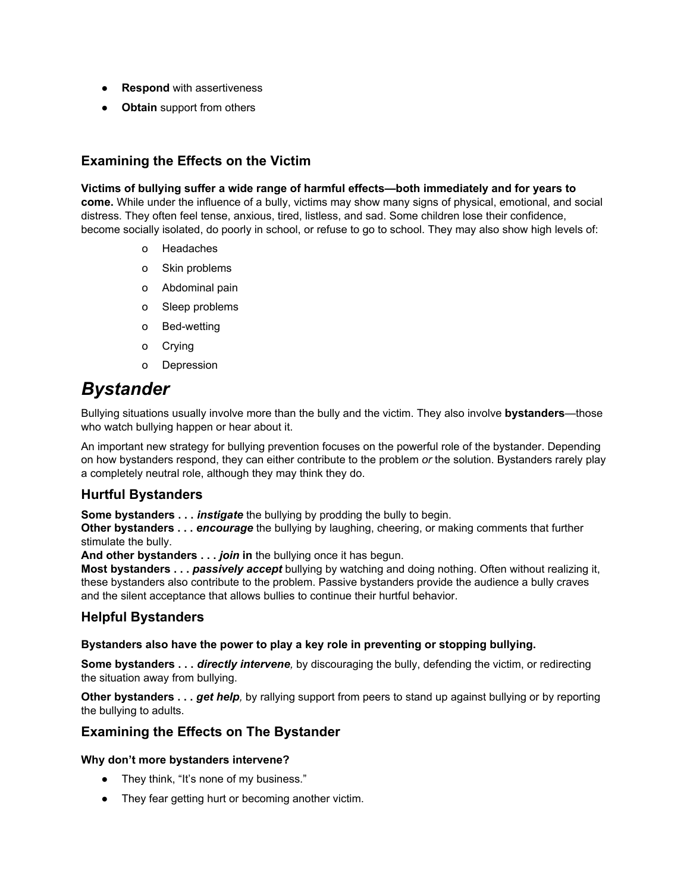- **Respond** with assertiveness
- **Obtain** support from others

### Examining the Effects on the Victim

**Victims of bullying suffer a wide range of harmful effects—both immediately and for years to come.** While under the influence of a bully, victims may show many signs of physical, emotional, and social distress. They often feel tense, anxious, tired, listless, and sad. Some children lose their confidence, become socially isolated, do poorly in school, or refuse to go to school. They may also show high levels of:

- Headaches
- Skin problems
- Abdominal pain
- Sleep problems
- Bed-wetting
- Crying
- Depression

# *Bystander*

Bullying situations usually involve more than the bully and the victim. They also involve **bystanders**—those who watch bullying happen or hear about it.

An important new strategy for bullying prevention focuses on the powerful role of the bystander. Depending on how bystanders respond, they can either contribute to the problem *or* the solution. Bystanders rarely play a completely neutral role, although they may think they do.

### Hurtful Bystanders

**Some bystanders . . . *instigate*** the bullying by prodding the bully to begin.
**Other bystanders . . . *encourage*** the bullying by laughing, cheering, or making comments that further stimulate the bully.
**And other bystanders . . . *join* in** the bullying once it has begun.
**Most bystanders . . . *passively accept*** bullying by watching and doing nothing. Often without realizing it, these bystanders also contribute to the problem. Passive bystanders provide the audience a bully craves and the silent acceptance that allows bullies to continue their hurtful behavior.

### Helpful Bystanders

**Bystanders also have the power to play a key role in preventing or stopping bullying.**

**Some bystanders . . . *directly intervene,*** by discouraging the bully, defending the victim, or redirecting the situation away from bullying.

**Other bystanders . . . *get help,*** by rallying support from peers to stand up against bullying or by reporting the bullying to adults.

### Examining the Effects on The Bystander

**Why don't more bystanders intervene?**

- They think, "It's none of my business."
- They fear getting hurt or becoming another victim.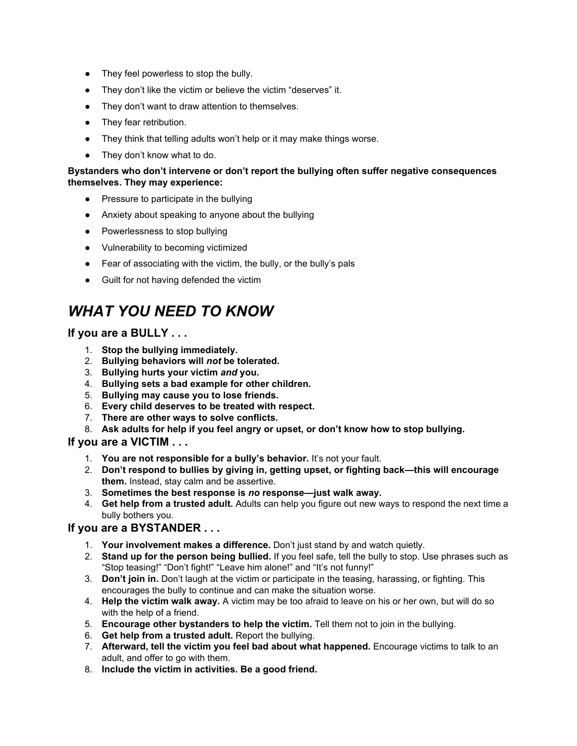- They feel powerless to stop the bully.
- They don't like the victim or believe the victim "deserves" it.
- They don't want to draw attention to themselves.
- They fear retribution.
- They think that telling adults won't help or it may make things worse.
- They don't know what to do.

**Bystanders who don't intervene or don't report the bullying often suffer negative consequences themselves. They may experience:**

- Pressure to participate in the bullying
- Anxiety about speaking to anyone about the bullying
- Powerlessness to stop bullying
- Vulnerability to becoming victimized
- Fear of associating with the victim, the bully, or the bully's pals
- Guilt for not having defended the victim

# *WHAT YOU NEED TO KNOW*

## If you are a BULLY . . .

1. **Stop the bullying immediately.**
2. **Bullying behaviors will *not* be tolerated.**
3. **Bullying hurts your victim *and* you.**
4. **Bullying sets a bad example for other children.**
5. **Bullying may cause you to lose friends.**
6. **Every child deserves to be treated with respect.**
7. **There are other ways to solve conflicts.**
8. **Ask adults for help if you feel angry or upset, or don't know how to stop bullying.**

## If you are a VICTIM . . .

1. **You are not responsible for a bully's behavior.** It's not your fault.
2. **Don't respond to bullies by giving in, getting upset, or fighting back—this will encourage them.** Instead, stay calm and be assertive.
3. **Sometimes the best response is *no* response—just walk away.**
4. **Get help from a trusted adult.** Adults can help you figure out new ways to respond the next time a bully bothers you.

## If you are a BYSTANDER . . .

1. **Your involvement makes a difference.** Don't just stand by and watch quietly.
2. **Stand up for the person being bullied.** If you feel safe, tell the bully to stop. Use phrases such as "Stop teasing!" "Don't fight!" "Leave him alone!" and "It's not funny!"
3. **Don't join in.** Don't laugh at the victim or participate in the teasing, harassing, or fighting. This encourages the bully to continue and can make the situation worse.
4. **Help the victim walk away.** A victim may be too afraid to leave on his or her own, but will do so with the help of a friend.
5. **Encourage other bystanders to help the victim.** Tell them not to join in the bullying.
6. **Get help from a trusted adult.** Report the bullying.
7. **Afterward, tell the victim you feel bad about what happened.** Encourage victims to talk to an adult, and offer to go with them.
8. **Include the victim in activities. Be a good friend.**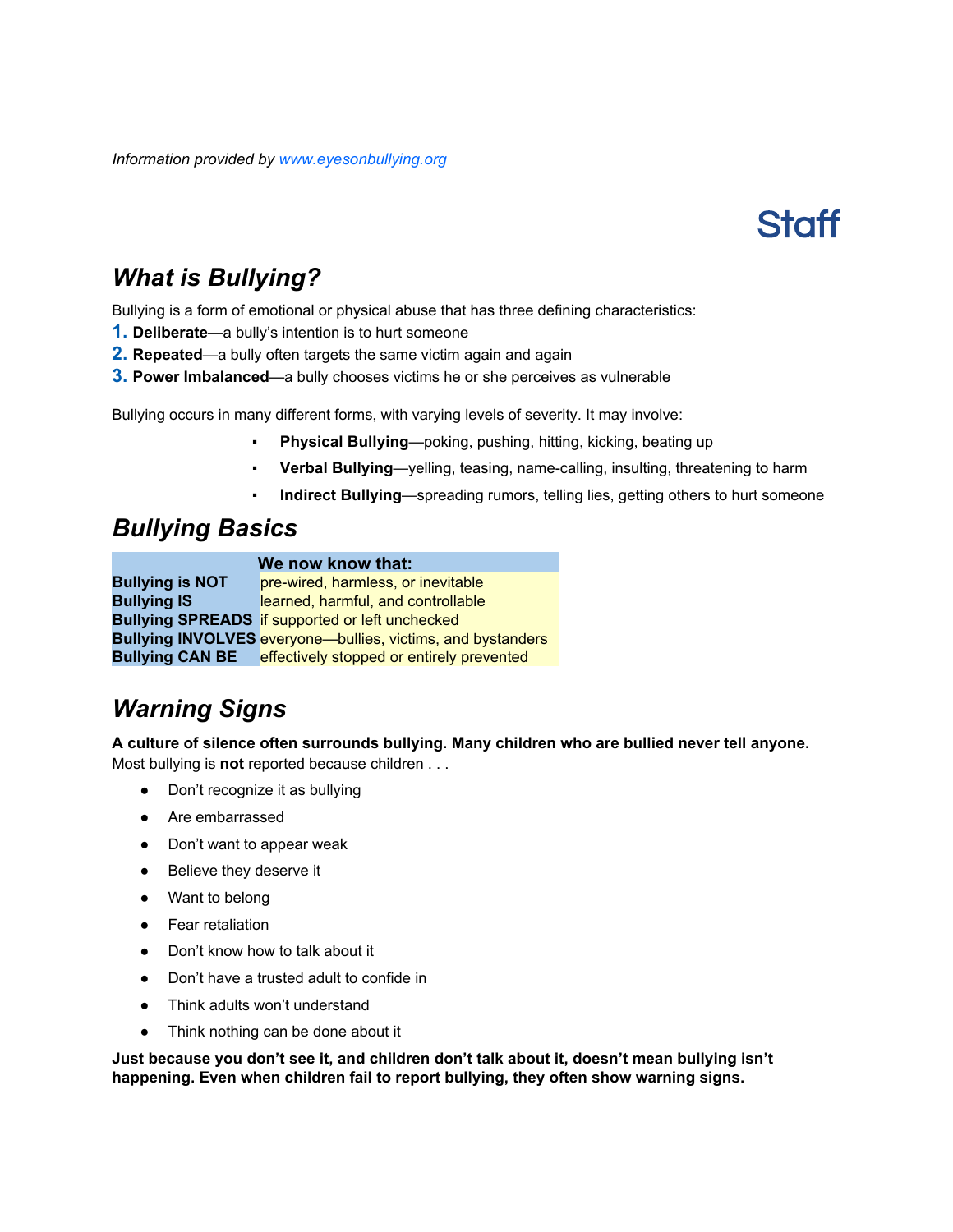*Information provided by [www.eyesonbullying.org](http://www.eyesonbullying.org)*

# Staff

## *What is Bullying?*

Bullying is a form of emotional or physical abuse that has three defining characteristics:

1. **Deliberate**—a bully's intention is to hurt someone
2. **Repeated**—a bully often targets the same victim again and again
3. **Power Imbalanced**—a bully chooses victims he or she perceives as vulnerable

Bullying occurs in many different forms, with varying levels of severity. It may involve:

- **Physical Bullying**—poking, pushing, hitting, kicking, beating up
- **Verbal Bullying**—yelling, teasing, name-calling, insulting, threatening to harm
- **Indirect Bullying**—spreading rumors, telling lies, getting others to hurt someone

## *Bullying Basics*

| | We now know that: |
|---|---|
| **Bullying is NOT** | pre-wired, harmless, or inevitable |
| **Bullying IS** | learned, harmful, and controllable |
| **Bullying SPREADS** | if supported or left unchecked |
| **Bullying INVOLVES** | everyone—bullies, victims, and bystanders |
| **Bullying CAN BE** | effectively stopped or entirely prevented |

## *Warning Signs*

**A culture of silence often surrounds bullying. Many children who are bullied never tell anyone.**
Most bullying is **not** reported because children . . .

- Don't recognize it as bullying
- Are embarrassed
- Don't want to appear weak
- Believe they deserve it
- Want to belong
- Fear retaliation
- Don't know how to talk about it
- Don't have a trusted adult to confide in
- Think adults won't understand
- Think nothing can be done about it

**Just because you don't see it, and children don't talk about it, doesn't mean bullying isn't happening. Even when children fail to report bullying, they often show warning signs.**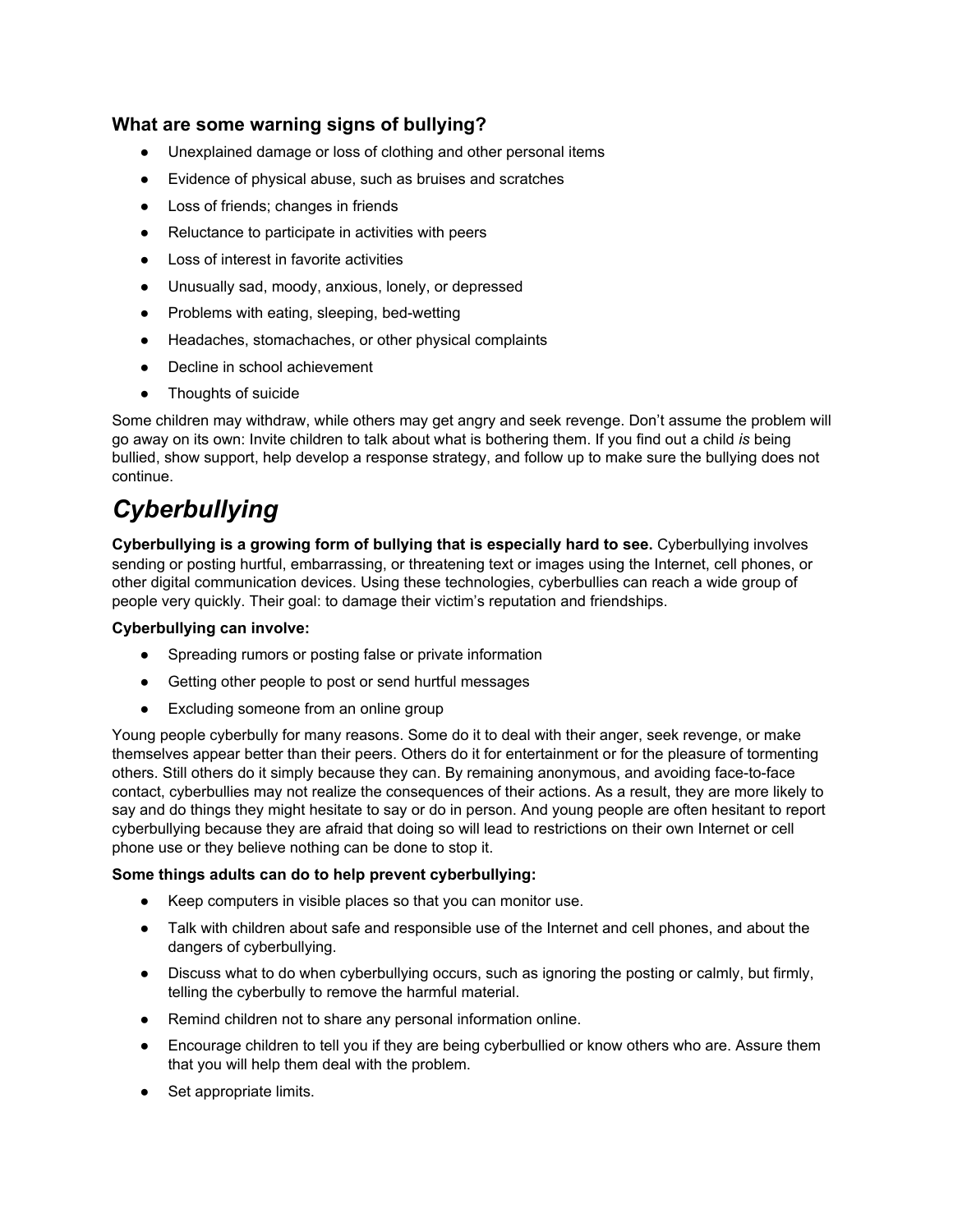### What are some warning signs of bullying?

- Unexplained damage or loss of clothing and other personal items
- Evidence of physical abuse, such as bruises and scratches
- Loss of friends; changes in friends
- Reluctance to participate in activities with peers
- Loss of interest in favorite activities
- Unusually sad, moody, anxious, lonely, or depressed
- Problems with eating, sleeping, bed-wetting
- Headaches, stomachaches, or other physical complaints
- Decline in school achievement
- Thoughts of suicide

Some children may withdraw, while others may get angry and seek revenge. Don't assume the problem will go away on its own: Invite children to talk about what is bothering them. If you find out a child *is* being bullied, show support, help develop a response strategy, and follow up to make sure the bullying does not continue.

# *Cyberbullying*

**Cyberbullying is a growing form of bullying that is especially hard to see.** Cyberbullying involves sending or posting hurtful, embarrassing, or threatening text or images using the Internet, cell phones, or other digital communication devices. Using these technologies, cyberbullies can reach a wide group of people very quickly. Their goal: to damage their victim's reputation and friendships.

**Cyberbullying can involve:**

- Spreading rumors or posting false or private information
- Getting other people to post or send hurtful messages
- Excluding someone from an online group

Young people cyberbully for many reasons. Some do it to deal with their anger, seek revenge, or make themselves appear better than their peers. Others do it for entertainment or for the pleasure of tormenting others. Still others do it simply because they can. By remaining anonymous, and avoiding face-to-face contact, cyberbullies may not realize the consequences of their actions. As a result, they are more likely to say and do things they might hesitate to say or do in person. And young people are often hesitant to report cyberbullying because they are afraid that doing so will lead to restrictions on their own Internet or cell phone use or they believe nothing can be done to stop it.

**Some things adults can do to help prevent cyberbullying:**

- Keep computers in visible places so that you can monitor use.
- Talk with children about safe and responsible use of the Internet and cell phones, and about the dangers of cyberbullying.
- Discuss what to do when cyberbullying occurs, such as ignoring the posting or calmly, but firmly, telling the cyberbully to remove the harmful material.
- Remind children not to share any personal information online.
- Encourage children to tell you if they are being cyberbullied or know others who are. Assure them that you will help them deal with the problem.
- Set appropriate limits.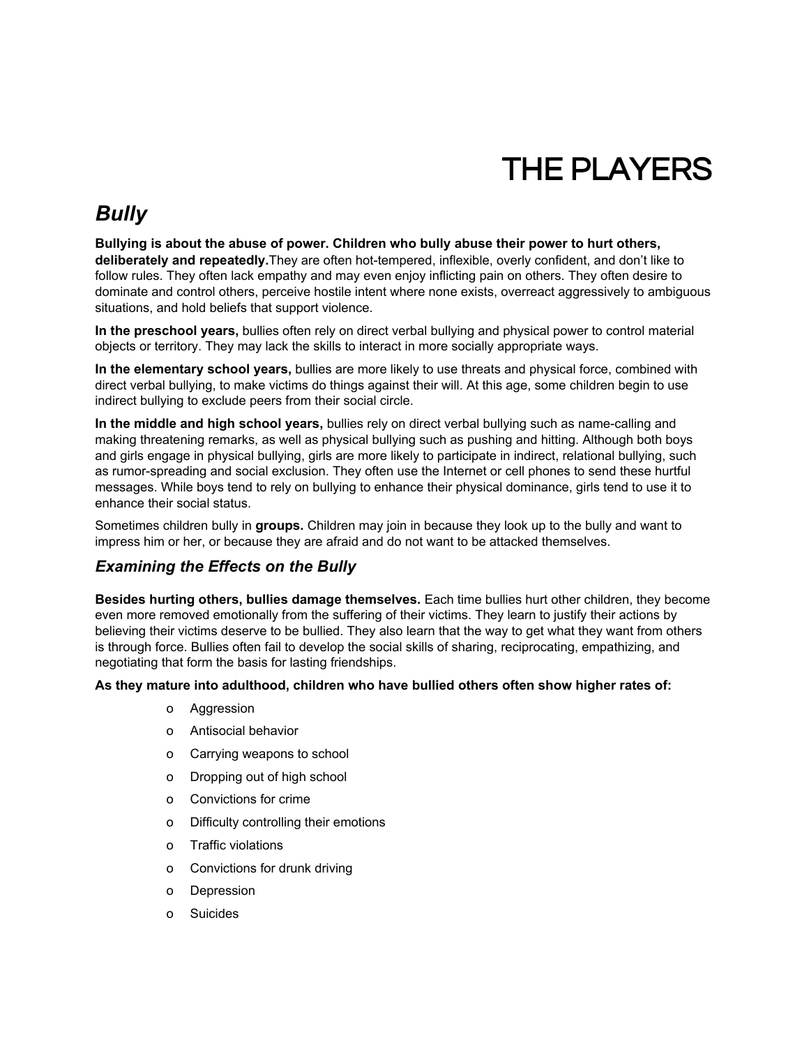# THE PLAYERS

## *Bully*

**Bullying is about the abuse of power. Children who bully abuse their power to hurt others, deliberately and repeatedly.**They are often hot-tempered, inflexible, overly confident, and don't like to follow rules. They often lack empathy and may even enjoy inflicting pain on others. They often desire to dominate and control others, perceive hostile intent where none exists, overreact aggressively to ambiguous situations, and hold beliefs that support violence.

**In the preschool years,** bullies often rely on direct verbal bullying and physical power to control material objects or territory. They may lack the skills to interact in more socially appropriate ways.

**In the elementary school years,** bullies are more likely to use threats and physical force, combined with direct verbal bullying, to make victims do things against their will. At this age, some children begin to use indirect bullying to exclude peers from their social circle.

**In the middle and high school years,** bullies rely on direct verbal bullying such as name-calling and making threatening remarks, as well as physical bullying such as pushing and hitting. Although both boys and girls engage in physical bullying, girls are more likely to participate in indirect, relational bullying, such as rumor-spreading and social exclusion. They often use the Internet or cell phones to send these hurtful messages. While boys tend to rely on bullying to enhance their physical dominance, girls tend to use it to enhance their social status.

Sometimes children bully in **groups.** Children may join in because they look up to the bully and want to impress him or her, or because they are afraid and do not want to be attacked themselves.

## *Examining the Effects on the Bully*

**Besides hurting others, bullies damage themselves.** Each time bullies hurt other children, they become even more removed emotionally from the suffering of their victims. They learn to justify their actions by believing their victims deserve to be bullied. They also learn that the way to get what they want from others is through force. Bullies often fail to develop the social skills of sharing, reciprocating, empathizing, and negotiating that form the basis for lasting friendships.

**As they mature into adulthood, children who have bullied others often show higher rates of:**

- Aggression
- Antisocial behavior
- Carrying weapons to school
- Dropping out of high school
- Convictions for crime
- Difficulty controlling their emotions
- Traffic violations
- Convictions for drunk driving
- Depression
- Suicides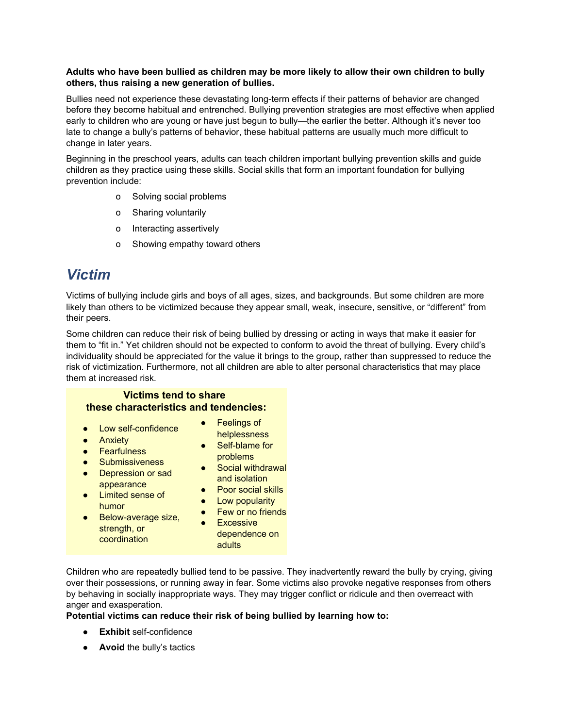**Adults who have been bullied as children may be more likely to allow their own children to bully others, thus raising a new generation of bullies.**

Bullies need not experience these devastating long-term effects if their patterns of behavior are changed before they become habitual and entrenched. Bullying prevention strategies are most effective when applied early to children who are young or have just begun to bully—the earlier the better. Although it's never too late to change a bully's patterns of behavior, these habitual patterns are usually much more difficult to change in later years.

Beginning in the preschool years, adults can teach children important bullying prevention skills and guide children as they practice using these skills. Social skills that form an important foundation for bullying prevention include:

- Solving social problems
- Sharing voluntarily
- Interacting assertively
- Showing empathy toward others

## *Victim*

Victims of bullying include girls and boys of all ages, sizes, and backgrounds. But some children are more likely than others to be victimized because they appear small, weak, insecure, sensitive, or "different" from their peers.

Some children can reduce their risk of being bullied by dressing or acting in ways that make it easier for them to "fit in." Yet children should not be expected to conform to avoid the threat of bullying. Every child's individuality should be appreciated for the value it brings to the group, rather than suppressed to reduce the risk of victimization. Furthermore, not all children are able to alter personal characteristics that may place them at increased risk.

**Victims tend to share these characteristics and tendencies:**

- Low self-confidence
- Anxiety
- Fearfulness
- Submissiveness
- Depression or sad appearance
- Limited sense of humor
- Below-average size, strength, or coordination
- Feelings of helplessness
- Self-blame for problems
- Social withdrawal and isolation
- Poor social skills
- Low popularity
- Few or no friends
- Excessive dependence on adults

Children who are repeatedly bullied tend to be passive. They inadvertently reward the bully by crying, giving over their possessions, or running away in fear. Some victims also provoke negative responses from others by behaving in socially inappropriate ways. They may trigger conflict or ridicule and then overreact with anger and exasperation.

**Potential victims can reduce their risk of being bullied by learning how to:**

- **Exhibit** self-confidence
- **Avoid** the bully's tactics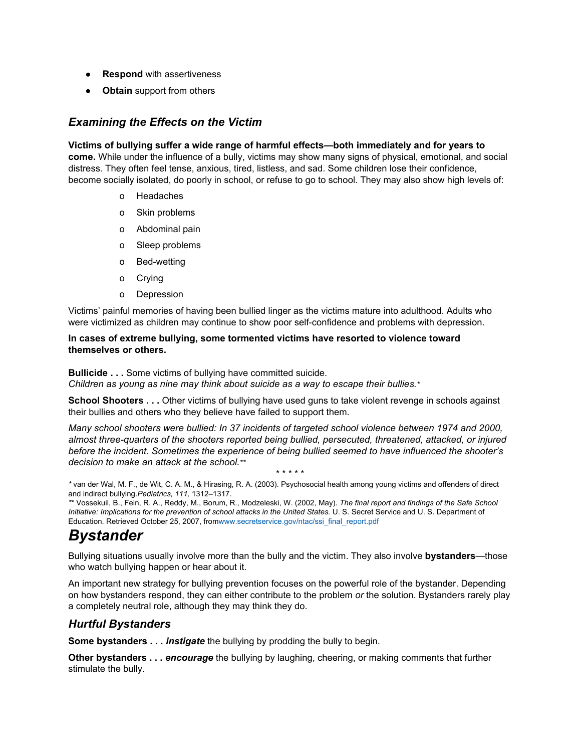- **Respond** with assertiveness
- **Obtain** support from others

### *Examining the Effects on the Victim*

**Victims of bullying suffer a wide range of harmful effects—both immediately and for years to come.** While under the influence of a bully, victims may show many signs of physical, emotional, and social distress. They often feel tense, anxious, tired, listless, and sad. Some children lose their confidence, become socially isolated, do poorly in school, or refuse to go to school. They may also show high levels of:

- Headaches
- Skin problems
- Abdominal pain
- Sleep problems
- Bed-wetting
- Crying
- Depression

Victims' painful memories of having been bullied linger as the victims mature into adulthood. Adults who were victimized as children may continue to show poor self-confidence and problems with depression.

**In cases of extreme bullying, some tormented victims have resorted to violence toward themselves or others.**

**Bullicide . . .** Some victims of bullying have committed suicide.
*Children as young as nine may think about suicide as a way to escape their bullies.** 

**School Shooters . . .** Other victims of bullying have used guns to take violent revenge in schools against their bullies and others who they believe have failed to support them.

*Many school shooters were bullied: In 37 incidents of targeted school violence between 1974 and 2000, almost three-quarters of the shooters reported being bullied, persecuted, threatened, attacked, or injured before the incident. Sometimes the experience of being bullied seemed to have influenced the shooter's decision to make an attack at the school.***

\* \* \* \* \*

\* van der Wal, M. F., de Wit, C. A. M., & Hirasing, R. A. (2003). Psychosocial health among young victims and offenders of direct and indirect bullying. *Pediatrics, 111,* 1312–1317.
\*\* Vossekuil, B., Fein, R. A., Reddy, M., Borum, R., Modzeleski, W. (2002, May). *The final report and findings of the Safe School Initiative: Implications for the prevention of school attacks in the United States.* U. S. Secret Service and U. S. Department of Education. Retrieved October 25, 2007, from www.secretservice.gov/ntac/ssi_final_report.pdf

## *Bystander*

Bullying situations usually involve more than the bully and the victim. They also involve **bystanders**—those who watch bullying happen or hear about it.

An important new strategy for bullying prevention focuses on the powerful role of the bystander. Depending on how bystanders respond, they can either contribute to the problem *or* the solution. Bystanders rarely play a completely neutral role, although they may think they do.

### *Hurtful Bystanders*

**Some bystanders . . .** ***instigate*** the bullying by prodding the bully to begin.

**Other bystanders . . .** ***encourage*** the bullying by laughing, cheering, or making comments that further stimulate the bully.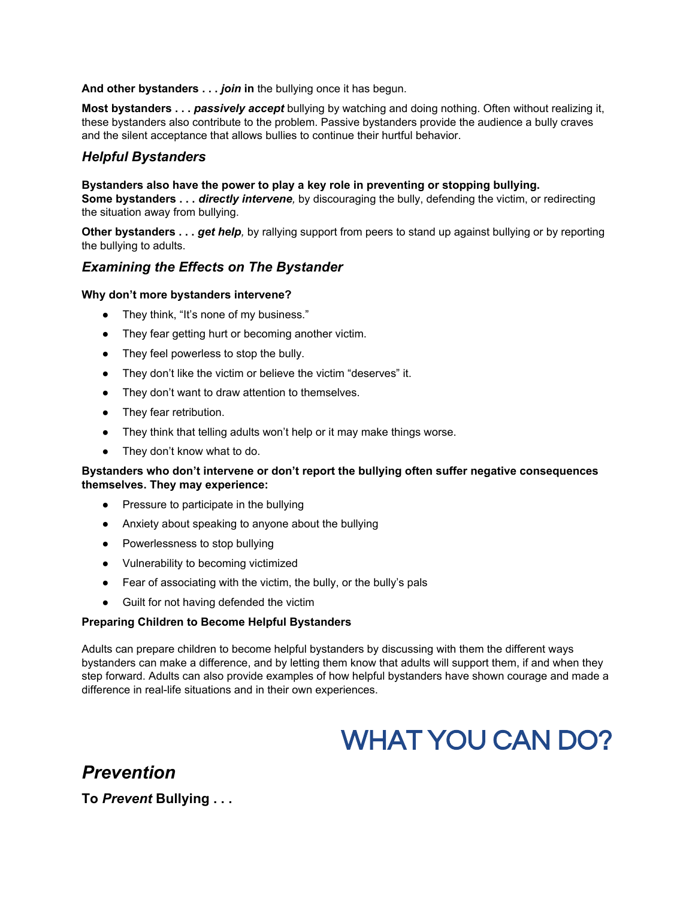**And other bystanders . . . *join* in** the bullying once it has begun.

**Most bystanders . . . *passively accept*** bullying by watching and doing nothing. Often without realizing it, these bystanders also contribute to the problem. Passive bystanders provide the audience a bully craves and the silent acceptance that allows bullies to continue their hurtful behavior.

### *Helpful Bystanders*

**Bystanders also have the power to play a key role in preventing or stopping bullying.**
**Some bystanders . . . *directly intervene*,** by discouraging the bully, defending the victim, or redirecting the situation away from bullying.

**Other bystanders . . . *get help*,** by rallying support from peers to stand up against bullying or by reporting the bullying to adults.

### *Examining the Effects on The Bystander*

**Why don't more bystanders intervene?**

- They think, "It's none of my business."
- They fear getting hurt or becoming another victim.
- They feel powerless to stop the bully.
- They don't like the victim or believe the victim "deserves" it.
- They don't want to draw attention to themselves.
- They fear retribution.
- They think that telling adults won't help or it may make things worse.
- They don't know what to do.

**Bystanders who don't intervene or don't report the bullying often suffer negative consequences themselves. They may experience:**

- Pressure to participate in the bullying
- Anxiety about speaking to anyone about the bullying
- Powerlessness to stop bullying
- Vulnerability to becoming victimized
- Fear of associating with the victim, the bully, or the bully's pals
- Guilt for not having defended the victim

**Preparing Children to Become Helpful Bystanders**

Adults can prepare children to become helpful bystanders by discussing with them the different ways bystanders can make a difference, and by letting them know that adults will support them, if and when they step forward. Adults can also provide examples of how helpful bystanders have shown courage and made a difference in real-life situations and in their own experiences.

# WHAT YOU CAN DO?

## *Prevention*

**To *Prevent* Bullying . . .**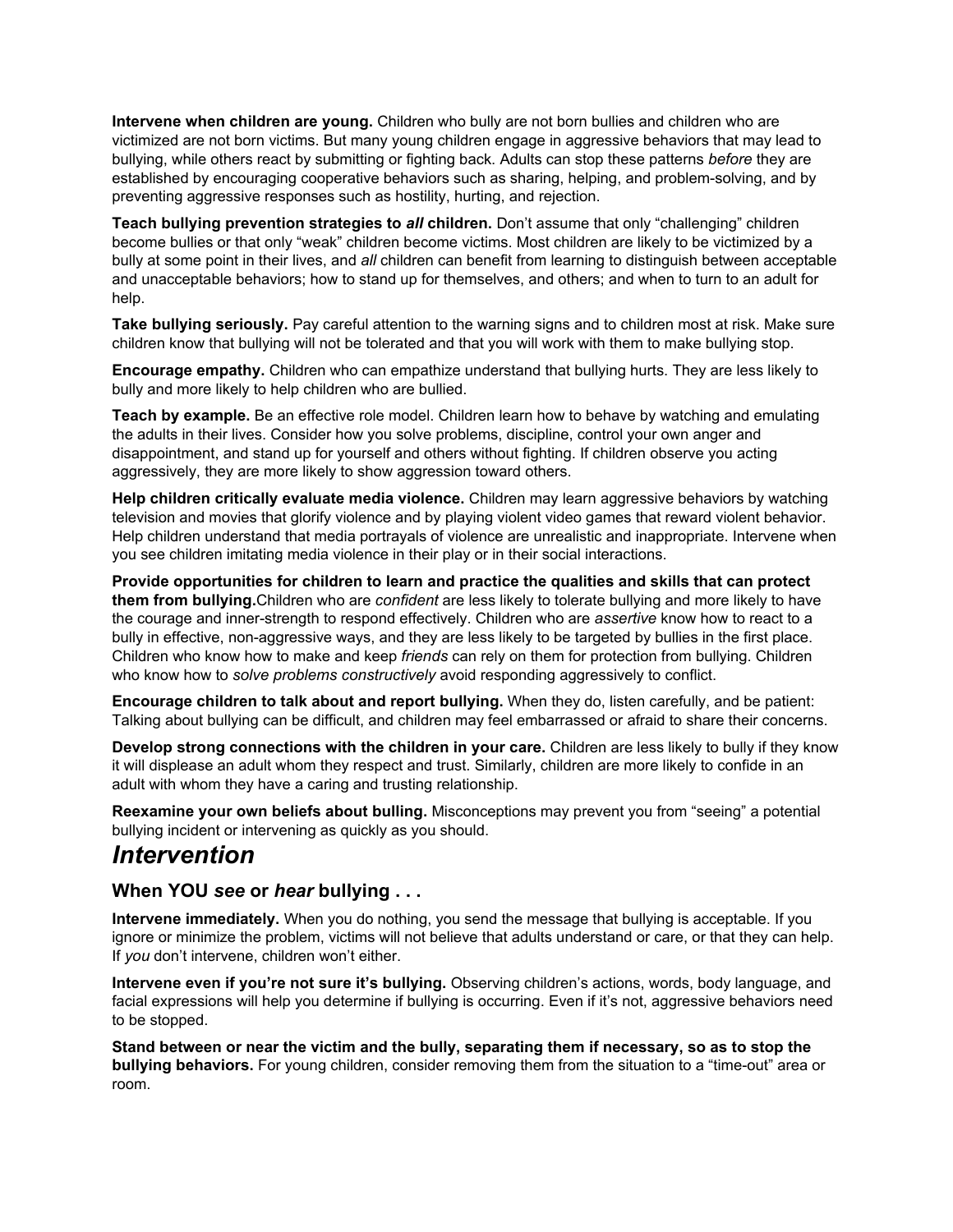**Intervene when children are young.** Children who bully are not born bullies and children who are victimized are not born victims. But many young children engage in aggressive behaviors that may lead to bullying, while others react by submitting or fighting back. Adults can stop these patterns *before* they are established by encouraging cooperative behaviors such as sharing, helping, and problem-solving, and by preventing aggressive responses such as hostility, hurting, and rejection.

**Teach bullying prevention strategies to *all* children.** Don't assume that only "challenging" children become bullies or that only "weak" children become victims. Most children are likely to be victimized by a bully at some point in their lives, and *all* children can benefit from learning to distinguish between acceptable and unacceptable behaviors; how to stand up for themselves, and others; and when to turn to an adult for help.

**Take bullying seriously.** Pay careful attention to the warning signs and to children most at risk. Make sure children know that bullying will not be tolerated and that you will work with them to make bullying stop.

**Encourage empathy.** Children who can empathize understand that bullying hurts. They are less likely to bully and more likely to help children who are bullied.

**Teach by example.** Be an effective role model. Children learn how to behave by watching and emulating the adults in their lives. Consider how you solve problems, discipline, control your own anger and disappointment, and stand up for yourself and others without fighting. If children observe you acting aggressively, they are more likely to show aggression toward others.

**Help children critically evaluate media violence.** Children may learn aggressive behaviors by watching television and movies that glorify violence and by playing violent video games that reward violent behavior. Help children understand that media portrayals of violence are unrealistic and inappropriate. Intervene when you see children imitating media violence in their play or in their social interactions.

**Provide opportunities for children to learn and practice the qualities and skills that can protect them from bullying.**Children who are *confident* are less likely to tolerate bullying and more likely to have the courage and inner-strength to respond effectively. Children who are *assertive* know how to react to a bully in effective, non-aggressive ways, and they are less likely to be targeted by bullies in the first place. Children who know how to make and keep *friends* can rely on them for protection from bullying. Children who know how to *solve problems constructively* avoid responding aggressively to conflict.

**Encourage children to talk about and report bullying.** When they do, listen carefully, and be patient: Talking about bullying can be difficult, and children may feel embarrassed or afraid to share their concerns.

**Develop strong connections with the children in your care.** Children are less likely to bully if they know it will displease an adult whom they respect and trust. Similarly, children are more likely to confide in an adult with whom they have a caring and trusting relationship.

**Reexamine your own beliefs about bulling.** Misconceptions may prevent you from "seeing" a potential bullying incident or intervening as quickly as you should.

## *Intervention*

### When YOU *see* or *hear* bullying . . .

**Intervene immediately.** When you do nothing, you send the message that bullying is acceptable. If you ignore or minimize the problem, victims will not believe that adults understand or care, or that they can help. If *you* don't intervene, children won't either.

**Intervene even if you're not sure it's bullying.** Observing children's actions, words, body language, and facial expressions will help you determine if bullying is occurring. Even if it's not, aggressive behaviors need to be stopped.

**Stand between or near the victim and the bully, separating them if necessary, so as to stop the bullying behaviors.** For young children, consider removing them from the situation to a "time-out" area or room.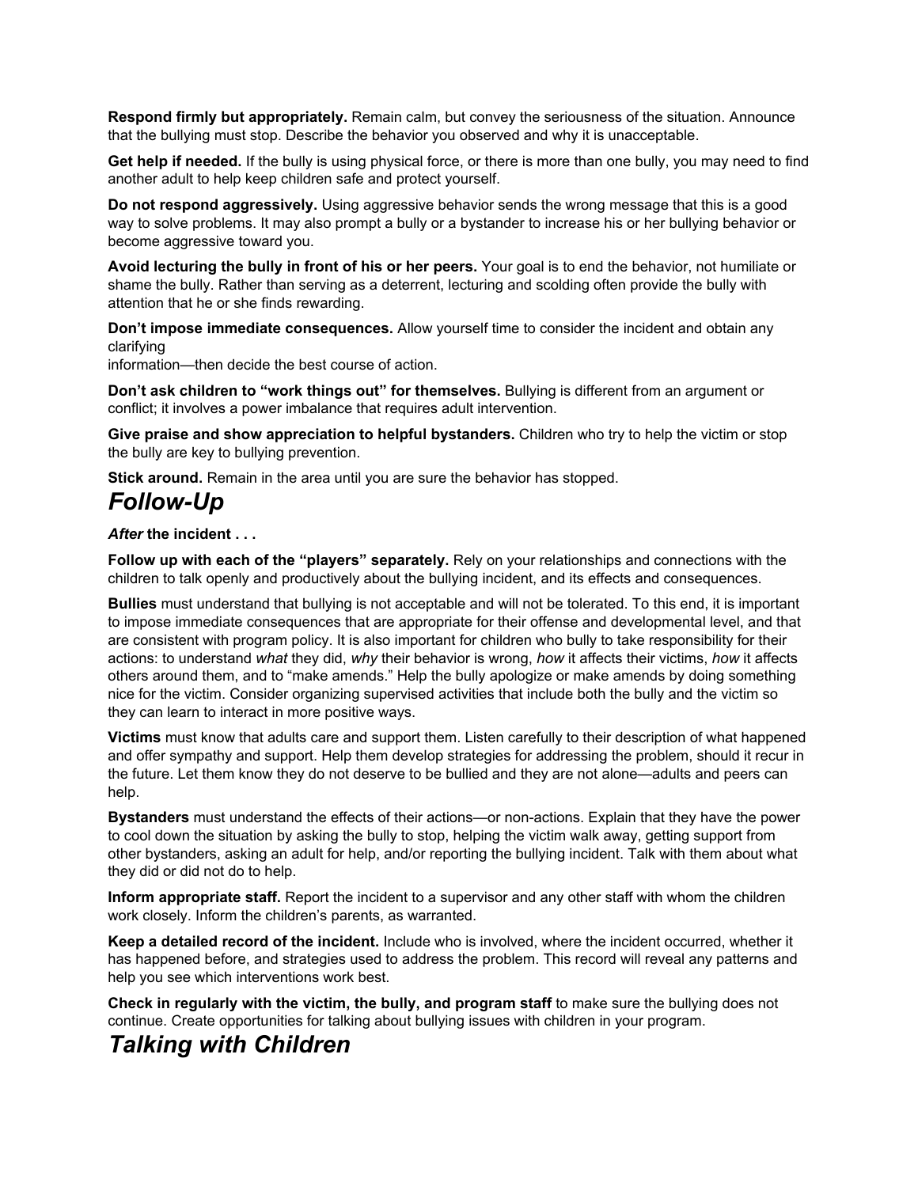**Respond firmly but appropriately.** Remain calm, but convey the seriousness of the situation. Announce that the bullying must stop. Describe the behavior you observed and why it is unacceptable.

**Get help if needed.** If the bully is using physical force, or there is more than one bully, you may need to find another adult to help keep children safe and protect yourself.

**Do not respond aggressively.** Using aggressive behavior sends the wrong message that this is a good way to solve problems. It may also prompt a bully or a bystander to increase his or her bullying behavior or become aggressive toward you.

**Avoid lecturing the bully in front of his or her peers.** Your goal is to end the behavior, not humiliate or shame the bully. Rather than serving as a deterrent, lecturing and scolding often provide the bully with attention that he or she finds rewarding.

**Don't impose immediate consequences.** Allow yourself time to consider the incident and obtain any clarifying information—then decide the best course of action.

**Don't ask children to "work things out" for themselves.** Bullying is different from an argument or conflict; it involves a power imbalance that requires adult intervention.

**Give praise and show appreciation to helpful bystanders.** Children who try to help the victim or stop the bully are key to bullying prevention.

**Stick around.** Remain in the area until you are sure the behavior has stopped.

## *Follow-Up*

***After* the incident . . .**

**Follow up with each of the "players" separately.** Rely on your relationships and connections with the children to talk openly and productively about the bullying incident, and its effects and consequences.

**Bullies** must understand that bullying is not acceptable and will not be tolerated. To this end, it is important to impose immediate consequences that are appropriate for their offense and developmental level, and that are consistent with program policy. It is also important for children who bully to take responsibility for their actions: to understand *what* they did, *why* their behavior is wrong, *how* it affects their victims, *how* it affects others around them, and to "make amends." Help the bully apologize or make amends by doing something nice for the victim. Consider organizing supervised activities that include both the bully and the victim so they can learn to interact in more positive ways.

**Victims** must know that adults care and support them. Listen carefully to their description of what happened and offer sympathy and support. Help them develop strategies for addressing the problem, should it recur in the future. Let them know they do not deserve to be bullied and they are not alone—adults and peers can help.

**Bystanders** must understand the effects of their actions—or non-actions. Explain that they have the power to cool down the situation by asking the bully to stop, helping the victim walk away, getting support from other bystanders, asking an adult for help, and/or reporting the bullying incident. Talk with them about what they did or did not do to help.

**Inform appropriate staff.** Report the incident to a supervisor and any other staff with whom the children work closely. Inform the children's parents, as warranted.

**Keep a detailed record of the incident.** Include who is involved, where the incident occurred, whether it has happened before, and strategies used to address the problem. This record will reveal any patterns and help you see which interventions work best.

**Check in regularly with the victim, the bully, and program staff** to make sure the bullying does not continue. Create opportunities for talking about bullying issues with children in your program.

## *Talking with Children*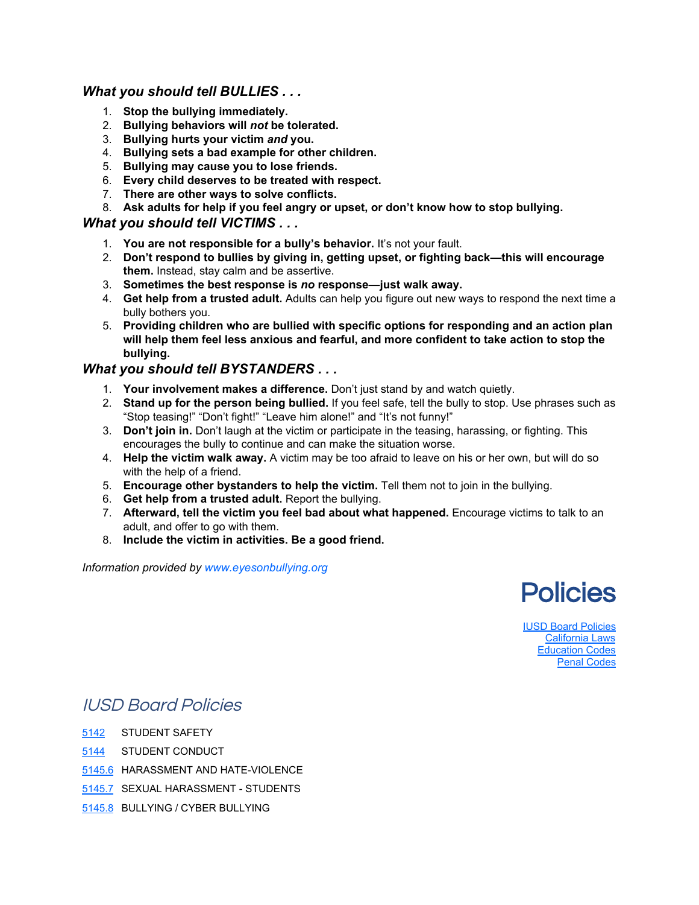### *What you should tell BULLIES . . .*

1. **Stop the bullying immediately.**
2. **Bullying behaviors will *not* be tolerated.**
3. **Bullying hurts your victim *and* you.**
4. **Bullying sets a bad example for other children.**
5. **Bullying may cause you to lose friends.**
6. **Every child deserves to be treated with respect.**
7. **There are other ways to solve conflicts.**
8. **Ask adults for help if you feel angry or upset, or don't know how to stop bullying.**

### *What you should tell VICTIMS . . .*

1. **You are not responsible for a bully's behavior.** It's not your fault.
2. **Don't respond to bullies by giving in, getting upset, or fighting back—this will encourage them.** Instead, stay calm and be assertive.
3. **Sometimes the best response is *no* response—just walk away.**
4. **Get help from a trusted adult.** Adults can help you figure out new ways to respond the next time a bully bothers you.
5. **Providing children who are bullied with specific options for responding and an action plan will help them feel less anxious and fearful, and more confident to take action to stop the bullying.**

### *What you should tell BYSTANDERS . . .*

1. **Your involvement makes a difference.** Don't just stand by and watch quietly.
2. **Stand up for the person being bullied.** If you feel safe, tell the bully to stop. Use phrases such as "Stop teasing!" "Don't fight!" "Leave him alone!" and "It's not funny!"
3. **Don't join in.** Don't laugh at the victim or participate in the teasing, harassing, or fighting. This encourages the bully to continue and can make the situation worse.
4. **Help the victim walk away.** A victim may be too afraid to leave on his or her own, but will do so with the help of a friend.
5. **Encourage other bystanders to help the victim.** Tell them not to join in the bullying.
6. **Get help from a trusted adult.** Report the bullying.
7. **Afterward, tell the victim you feel bad about what happened.** Encourage victims to talk to an adult, and offer to go with them.
8. **Include the victim in activities. Be a good friend.**

*Information provided by www.eyesonbullying.org*

# Policies

IUSD Board Policies
California Laws
Education Codes
Penal Codes

## *IUSD Board Policies*

5142 STUDENT SAFETY

5144 STUDENT CONDUCT

5145.6 HARASSMENT AND HATE-VIOLENCE

5145.7 SEXUAL HARASSMENT - STUDENTS

5145.8 BULLYING / CYBER BULLYING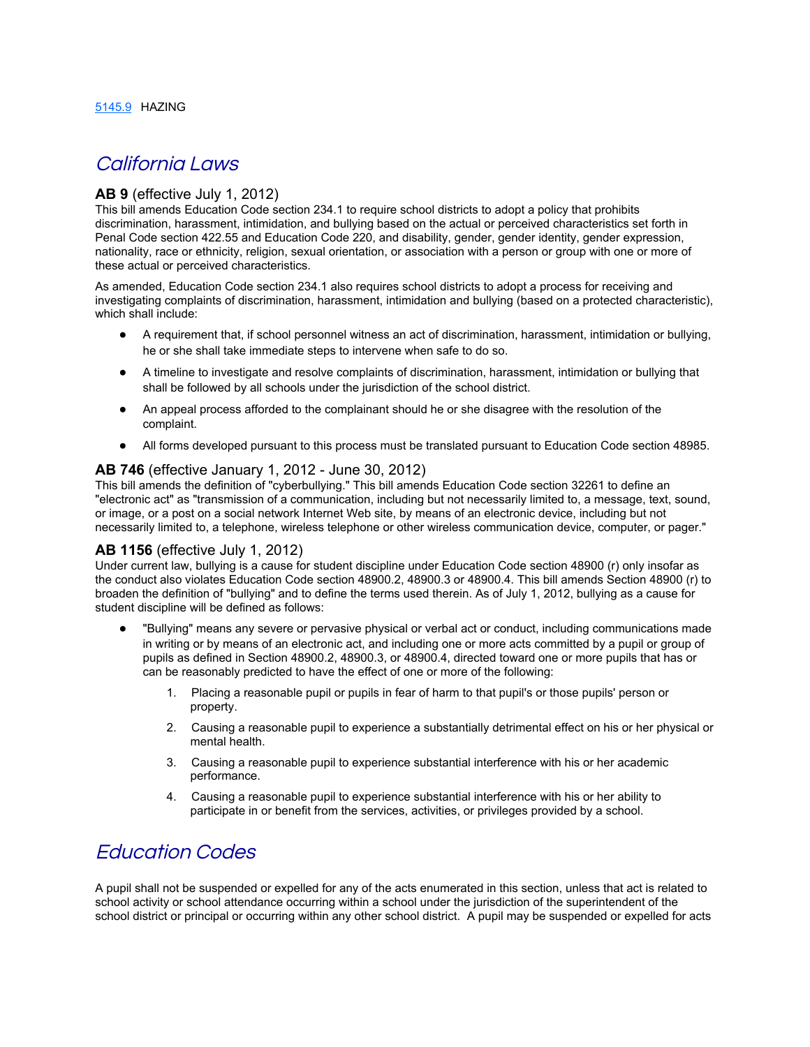[5145.9](5145.9) HAZING

# California Laws

**AB 9** (effective July 1, 2012)
This bill amends Education Code section 234.1 to require school districts to adopt a policy that prohibits discrimination, harassment, intimidation, and bullying based on the actual or perceived characteristics set forth in Penal Code section 422.55 and Education Code 220, and disability, gender, gender identity, gender expression, nationality, race or ethnicity, religion, sexual orientation, or association with a person or group with one or more of these actual or perceived characteristics.

As amended, Education Code section 234.1 also requires school districts to adopt a process for receiving and investigating complaints of discrimination, harassment, intimidation and bullying (based on a protected characteristic), which shall include:

- A requirement that, if school personnel witness an act of discrimination, harassment, intimidation or bullying, he or she shall take immediate steps to intervene when safe to do so.
- A timeline to investigate and resolve complaints of discrimination, harassment, intimidation or bullying that shall be followed by all schools under the jurisdiction of the school district.
- An appeal process afforded to the complainant should he or she disagree with the resolution of the complaint.
- All forms developed pursuant to this process must be translated pursuant to Education Code section 48985.

**AB 746** (effective January 1, 2012 - June 30, 2012)
This bill amends the definition of "cyberbullying." This bill amends Education Code section 32261 to define an "electronic act" as "transmission of a communication, including but not necessarily limited to, a message, text, sound, or image, or a post on a social network Internet Web site, by means of an electronic device, including but not necessarily limited to, a telephone, wireless telephone or other wireless communication device, computer, or pager."

**AB 1156** (effective July 1, 2012)
Under current law, bullying is a cause for student discipline under Education Code section 48900 (r) only insofar as the conduct also violates Education Code section 48900.2, 48900.3 or 48900.4. This bill amends Section 48900 (r) to broaden the definition of "bullying" and to define the terms used therein. As of July 1, 2012, bullying as a cause for student discipline will be defined as follows:

- "Bullying" means any severe or pervasive physical or verbal act or conduct, including communications made in writing or by means of an electronic act, and including one or more acts committed by a pupil or group of pupils as defined in Section 48900.2, 48900.3, or 48900.4, directed toward one or more pupils that has or can be reasonably predicted to have the effect of one or more of the following:
  1. Placing a reasonable pupil or pupils in fear of harm to that pupil's or those pupils' person or property.
  2. Causing a reasonable pupil to experience a substantially detrimental effect on his or her physical or mental health.
  3. Causing a reasonable pupil to experience substantial interference with his or her academic performance.
  4. Causing a reasonable pupil to experience substantial interference with his or her ability to participate in or benefit from the services, activities, or privileges provided by a school.

# Education Codes

A pupil shall not be suspended or expelled for any of the acts enumerated in this section, unless that act is related to school activity or school attendance occurring within a school under the jurisdiction of the superintendent of the school district or principal or occurring within any other school district. A pupil may be suspended or expelled for acts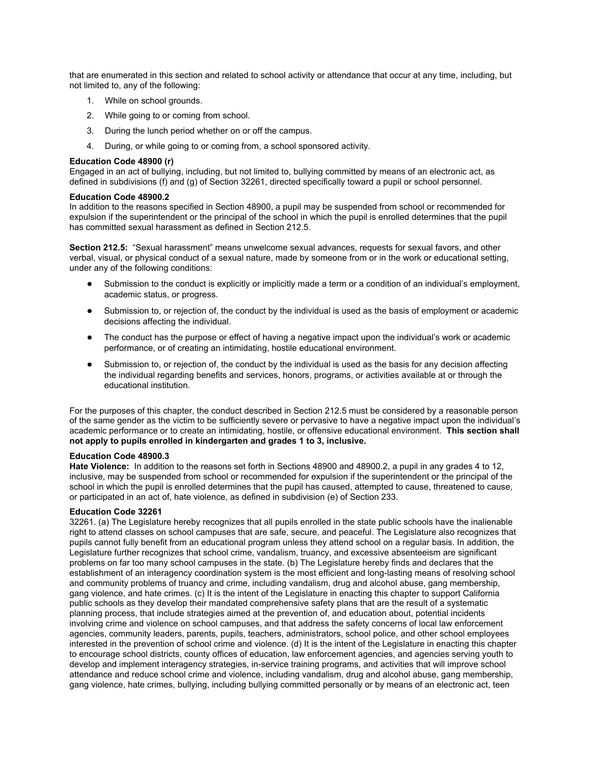that are enumerated in this section and related to school activity or attendance that occur at any time, including, but not limited to, any of the following:

1. While on school grounds.
2. While going to or coming from school.
3. During the lunch period whether on or off the campus.
4. During, or while going to or coming from, a school sponsored activity.

**Education Code 48900 (r)**
Engaged in an act of bullying, including, but not limited to, bullying committed by means of an electronic act, as defined in subdivisions (f) and (g) of Section 32261, directed specifically toward a pupil or school personnel.

**Education Code 48900.2**
In addition to the reasons specified in Section 48900, a pupil may be suspended from school or recommended for expulsion if the superintendent or the principal of the school in which the pupil is enrolled determines that the pupil has committed sexual harassment as defined in Section 212.5.

**Section 212.5:** "Sexual harassment" means unwelcome sexual advances, requests for sexual favors, and other verbal, visual, or physical conduct of a sexual nature, made by someone from or in the work or educational setting, under any of the following conditions:

- Submission to the conduct is explicitly or implicitly made a term or a condition of an individual's employment, academic status, or progress.
- Submission to, or rejection of, the conduct by the individual is used as the basis of employment or academic decisions affecting the individual.
- The conduct has the purpose or effect of having a negative impact upon the individual's work or academic performance, or of creating an intimidating, hostile educational environment.
- Submission to, or rejection of, the conduct by the individual is used as the basis for any decision affecting the individual regarding benefits and services, honors, programs, or activities available at or through the educational institution.

For the purposes of this chapter, the conduct described in Section 212.5 must be considered by a reasonable person of the same gender as the victim to be sufficiently severe or pervasive to have a negative impact upon the individual's academic performance or to create an intimidating, hostile, or offensive educational environment. **This section shall not apply to pupils enrolled in kindergarten and grades 1 to 3, inclusive.**

**Education Code 48900.3**
**Hate Violence:** In addition to the reasons set forth in Sections 48900 and 48900.2, a pupil in any grades 4 to 12, inclusive, may be suspended from school or recommended for expulsion if the superintendent or the principal of the school in which the pupil is enrolled determines that the pupil has caused, attempted to cause, threatened to cause, or participated in an act of, hate violence, as defined in subdivision (e) of Section 233.

**Education Code 32261**
32261. (a) The Legislature hereby recognizes that all pupils enrolled in the state public schools have the inalienable right to attend classes on school campuses that are safe, secure, and peaceful. The Legislature also recognizes that pupils cannot fully benefit from an educational program unless they attend school on a regular basis. In addition, the Legislature further recognizes that school crime, vandalism, truancy, and excessive absenteeism are significant problems on far too many school campuses in the state. (b) The Legislature hereby finds and declares that the establishment of an interagency coordination system is the most efficient and long-lasting means of resolving school and community problems of truancy and crime, including vandalism, drug and alcohol abuse, gang membership, gang violence, and hate crimes. (c) It is the intent of the Legislature in enacting this chapter to support California public schools as they develop their mandated comprehensive safety plans that are the result of a systematic planning process, that include strategies aimed at the prevention of, and education about, potential incidents involving crime and violence on school campuses, and that address the safety concerns of local law enforcement agencies, community leaders, parents, pupils, teachers, administrators, school police, and other school employees interested in the prevention of school crime and violence. (d) It is the intent of the Legislature in enacting this chapter to encourage school districts, county offices of education, law enforcement agencies, and agencies serving youth to develop and implement interagency strategies, in-service training programs, and activities that will improve school attendance and reduce school crime and violence, including vandalism, drug and alcohol abuse, gang membership, gang violence, hate crimes, bullying, including bullying committed personally or by means of an electronic act, teen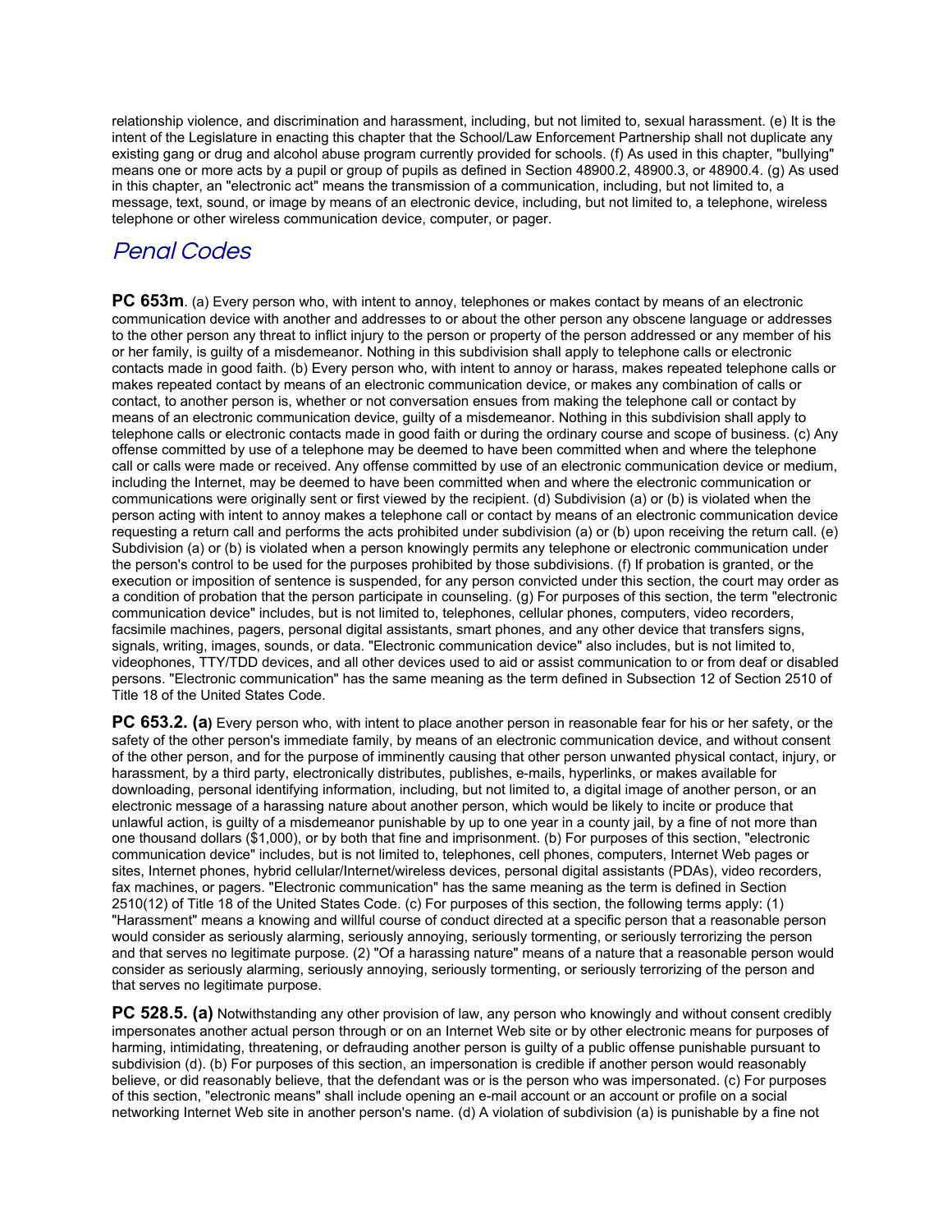relationship violence, and discrimination and harassment, including, but not limited to, sexual harassment. (e) It is the intent of the Legislature in enacting this chapter that the School/Law Enforcement Partnership shall not duplicate any existing gang or drug and alcohol abuse program currently provided for schools. (f) As used in this chapter, "bullying" means one or more acts by a pupil or group of pupils as defined in Section 48900.2, 48900.3, or 48900.4. (g) As used in this chapter, an "electronic act" means the transmission of a communication, including, but not limited to, a message, text, sound, or image by means of an electronic device, including, but not limited to, a telephone, wireless telephone or other wireless communication device, computer, or pager.

## *Penal Codes*

**PC 653m**. (a) Every person who, with intent to annoy, telephones or makes contact by means of an electronic communication device with another and addresses to or about the other person any obscene language or addresses to the other person any threat to inflict injury to the person or property of the person addressed or any member of his or her family, is guilty of a misdemeanor. Nothing in this subdivision shall apply to telephone calls or electronic contacts made in good faith. (b) Every person who, with intent to annoy or harass, makes repeated telephone calls or makes repeated contact by means of an electronic communication device, or makes any combination of calls or contact, to another person is, whether or not conversation ensues from making the telephone call or contact by means of an electronic communication device, guilty of a misdemeanor. Nothing in this subdivision shall apply to telephone calls or electronic contacts made in good faith or during the ordinary course and scope of business. (c) Any offense committed by use of a telephone may be deemed to have been committed when and where the telephone call or calls were made or received. Any offense committed by use of an electronic communication device or medium, including the Internet, may be deemed to have been committed when and where the electronic communication or communications were originally sent or first viewed by the recipient. (d) Subdivision (a) or (b) is violated when the person acting with intent to annoy makes a telephone call or contact by means of an electronic communication device requesting a return call and performs the acts prohibited under subdivision (a) or (b) upon receiving the return call. (e) Subdivision (a) or (b) is violated when a person knowingly permits any telephone or electronic communication under the person's control to be used for the purposes prohibited by those subdivisions. (f) If probation is granted, or the execution or imposition of sentence is suspended, for any person convicted under this section, the court may order as a condition of probation that the person participate in counseling. (g) For purposes of this section, the term "electronic communication device" includes, but is not limited to, telephones, cellular phones, computers, video recorders, facsimile machines, pagers, personal digital assistants, smart phones, and any other device that transfers signs, signals, writing, images, sounds, or data. "Electronic communication device" also includes, but is not limited to, videophones, TTY/TDD devices, and all other devices used to aid or assist communication to or from deaf or disabled persons. "Electronic communication" has the same meaning as the term defined in Subsection 12 of Section 2510 of Title 18 of the United States Code.

**PC 653.2. (a)** Every person who, with intent to place another person in reasonable fear for his or her safety, or the safety of the other person's immediate family, by means of an electronic communication device, and without consent of the other person, and for the purpose of imminently causing that other person unwanted physical contact, injury, or harassment, by a third party, electronically distributes, publishes, e-mails, hyperlinks, or makes available for downloading, personal identifying information, including, but not limited to, a digital image of another person, or an electronic message of a harassing nature about another person, which would be likely to incite or produce that unlawful action, is guilty of a misdemeanor punishable by up to one year in a county jail, by a fine of not more than one thousand dollars ($1,000), or by both that fine and imprisonment. (b) For purposes of this section, "electronic communication device" includes, but is not limited to, telephones, cell phones, computers, Internet Web pages or sites, Internet phones, hybrid cellular/Internet/wireless devices, personal digital assistants (PDAs), video recorders, fax machines, or pagers. "Electronic communication" has the same meaning as the term is defined in Section 2510(12) of Title 18 of the United States Code. (c) For purposes of this section, the following terms apply: (1) "Harassment" means a knowing and willful course of conduct directed at a specific person that a reasonable person would consider as seriously alarming, seriously annoying, seriously tormenting, or seriously terrorizing the person and that serves no legitimate purpose. (2) "Of a harassing nature" means of a nature that a reasonable person would consider as seriously alarming, seriously annoying, seriously tormenting, or seriously terrorizing of the person and that serves no legitimate purpose.

**PC 528.5. (a)** Notwithstanding any other provision of law, any person who knowingly and without consent credibly impersonates another actual person through or on an Internet Web site or by other electronic means for purposes of harming, intimidating, threatening, or defrauding another person is guilty of a public offense punishable pursuant to subdivision (d). (b) For purposes of this section, an impersonation is credible if another person would reasonably believe, or did reasonably believe, that the defendant was or is the person who was impersonated. (c) For purposes of this section, "electronic means" shall include opening an e-mail account or an account or profile on a social networking Internet Web site in another person's name. (d) A violation of subdivision (a) is punishable by a fine not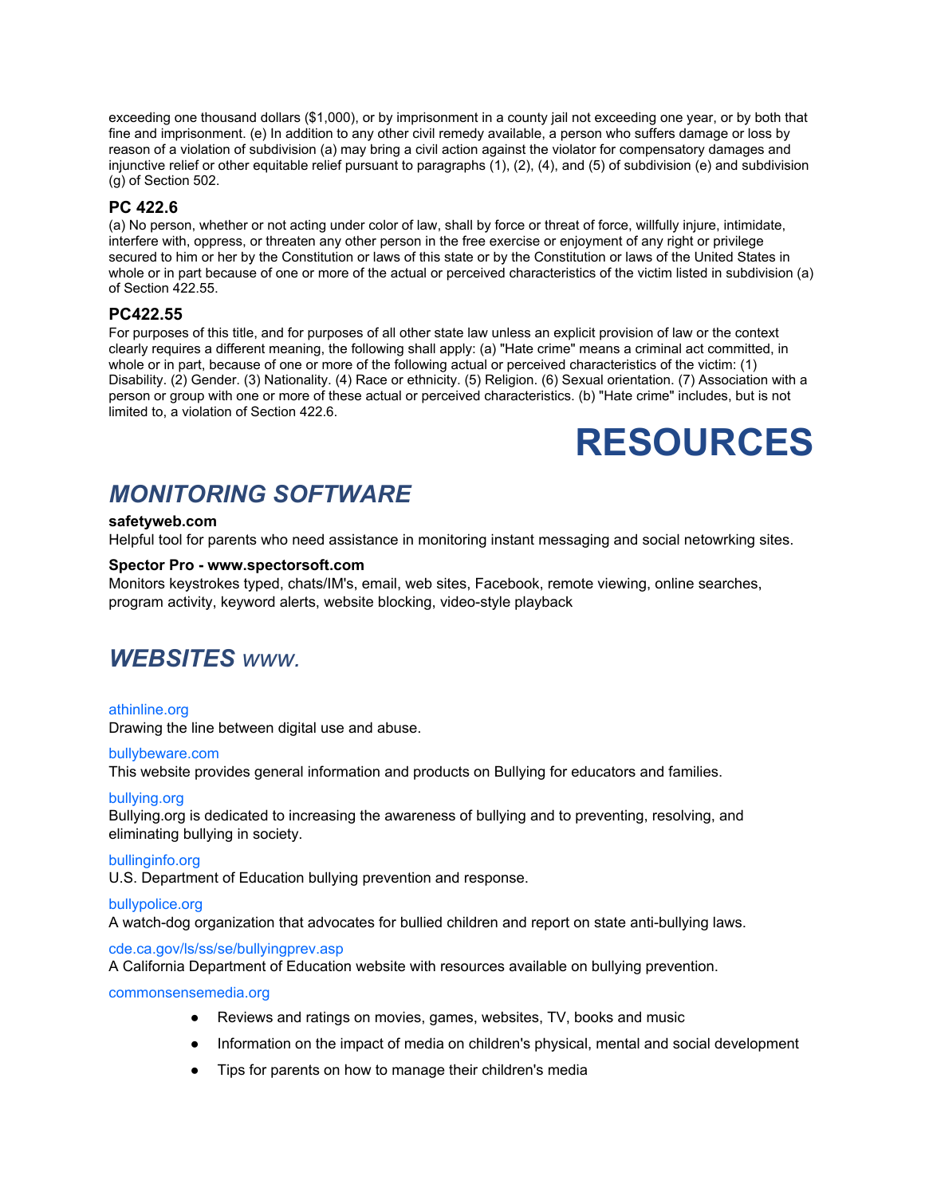exceeding one thousand dollars ($1,000), or by imprisonment in a county jail not exceeding one year, or by both that fine and imprisonment. (e) In addition to any other civil remedy available, a person who suffers damage or loss by reason of a violation of subdivision (a) may bring a civil action against the violator for compensatory damages and injunctive relief or other equitable relief pursuant to paragraphs (1), (2), (4), and (5) of subdivision (e) and subdivision (g) of Section 502.

### PC 422.6

(a) No person, whether or not acting under color of law, shall by force or threat of force, willfully injure, intimidate, interfere with, oppress, or threaten any other person in the free exercise or enjoyment of any right or privilege secured to him or her by the Constitution or laws of this state or by the Constitution or laws of the United States in whole or in part because of one or more of the actual or perceived characteristics of the victim listed in subdivision (a) of Section 422.55.

### PC422.55

For purposes of this title, and for purposes of all other state law unless an explicit provision of law or the context clearly requires a different meaning, the following shall apply: (a) "Hate crime" means a criminal act committed, in whole or in part, because of one or more of the following actual or perceived characteristics of the victim: (1) Disability. (2) Gender. (3) Nationality. (4) Race or ethnicity. (5) Religion. (6) Sexual orientation. (7) Association with a person or group with one or more of these actual or perceived characteristics. (b) "Hate crime" includes, but is not limited to, a violation of Section 422.6.

# RESOURCES

## *MONITORING SOFTWARE*

**safetyweb.com**
Helpful tool for parents who need assistance in monitoring instant messaging and social netowrking sites.

**Spector Pro - www.spectorsoft.com**
Monitors keystrokes typed, chats/IM's, email, web sites, Facebook, remote viewing, online searches, program activity, keyword alerts, website blocking, video-style playback

## *WEBSITES www.*

athinline.org
Drawing the line between digital use and abuse.

bullybeware.com
This website provides general information and products on Bullying for educators and families.

bullying.org
Bullying.org is dedicated to increasing the awareness of bullying and to preventing, resolving, and eliminating bullying in society.

bullinginfo.org
U.S. Department of Education bullying prevention and response.

bullypolice.org
A watch-dog organization that advocates for bullied children and report on state anti-bullying laws.

cde.ca.gov/ls/ss/se/bullyingprev.asp
A California Department of Education website with resources available on bullying prevention.

commonsensemedia.org

- Reviews and ratings on movies, games, websites, TV, books and music
- Information on the impact of media on children's physical, mental and social development
- Tips for parents on how to manage their children's media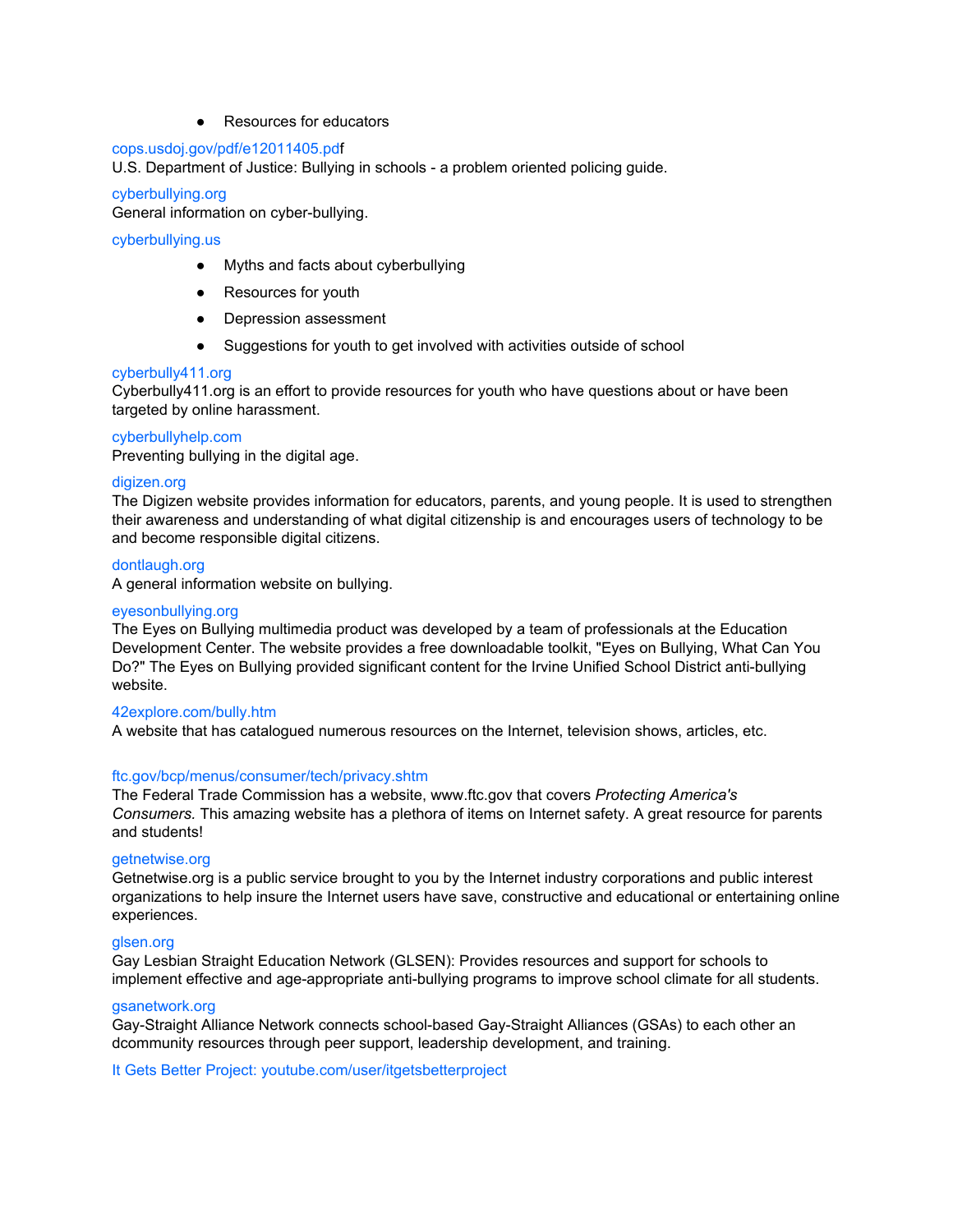- Resources for educators

cops.usdoj.gov/pdf/e12011405.pdf
U.S. Department of Justice: Bullying in schools - a problem oriented policing guide.

cyberbullying.org
General information on cyber-bullying.

cyberbullying.us

- Myths and facts about cyberbullying
- Resources for youth
- Depression assessment
- Suggestions for youth to get involved with activities outside of school

cyberbully411.org
Cyberbully411.org is an effort to provide resources for youth who have questions about or have been targeted by online harassment.

cyberbullyhelp.com
Preventing bullying in the digital age.

digizen.org
The Digizen website provides information for educators, parents, and young people. It is used to strengthen their awareness and understanding of what digital citizenship is and encourages users of technology to be and become responsible digital citizens.

dontlaugh.org
A general information website on bullying.

eyesonbullying.org
The Eyes on Bullying multimedia product was developed by a team of professionals at the Education Development Center. The website provides a free downloadable toolkit, "Eyes on Bullying, What Can You Do?" The Eyes on Bullying provided significant content for the Irvine Unified School District anti-bullying website.

42explore.com/bully.htm
A website that has catalogued numerous resources on the Internet, television shows, articles, etc.

ftc.gov/bcp/menus/consumer/tech/privacy.shtm
The Federal Trade Commission has a website, www.ftc.gov that covers *Protecting America's Consumers.* This amazing website has a plethora of items on Internet safety. A great resource for parents and students!

getnetwise.org
Getnetwise.org is a public service brought to you by the Internet industry corporations and public interest organizations to help insure the Internet users have save, constructive and educational or entertaining online experiences.

glsen.org
Gay Lesbian Straight Education Network (GLSEN): Provides resources and support for schools to implement effective and age-appropriate anti-bullying programs to improve school climate for all students.

gsanetwork.org
Gay-Straight Alliance Network connects school-based Gay-Straight Alliances (GSAs) to each other an dcommunity resources through peer support, leadership development, and training.

It Gets Better Project: youtube.com/user/itgetsbetterproject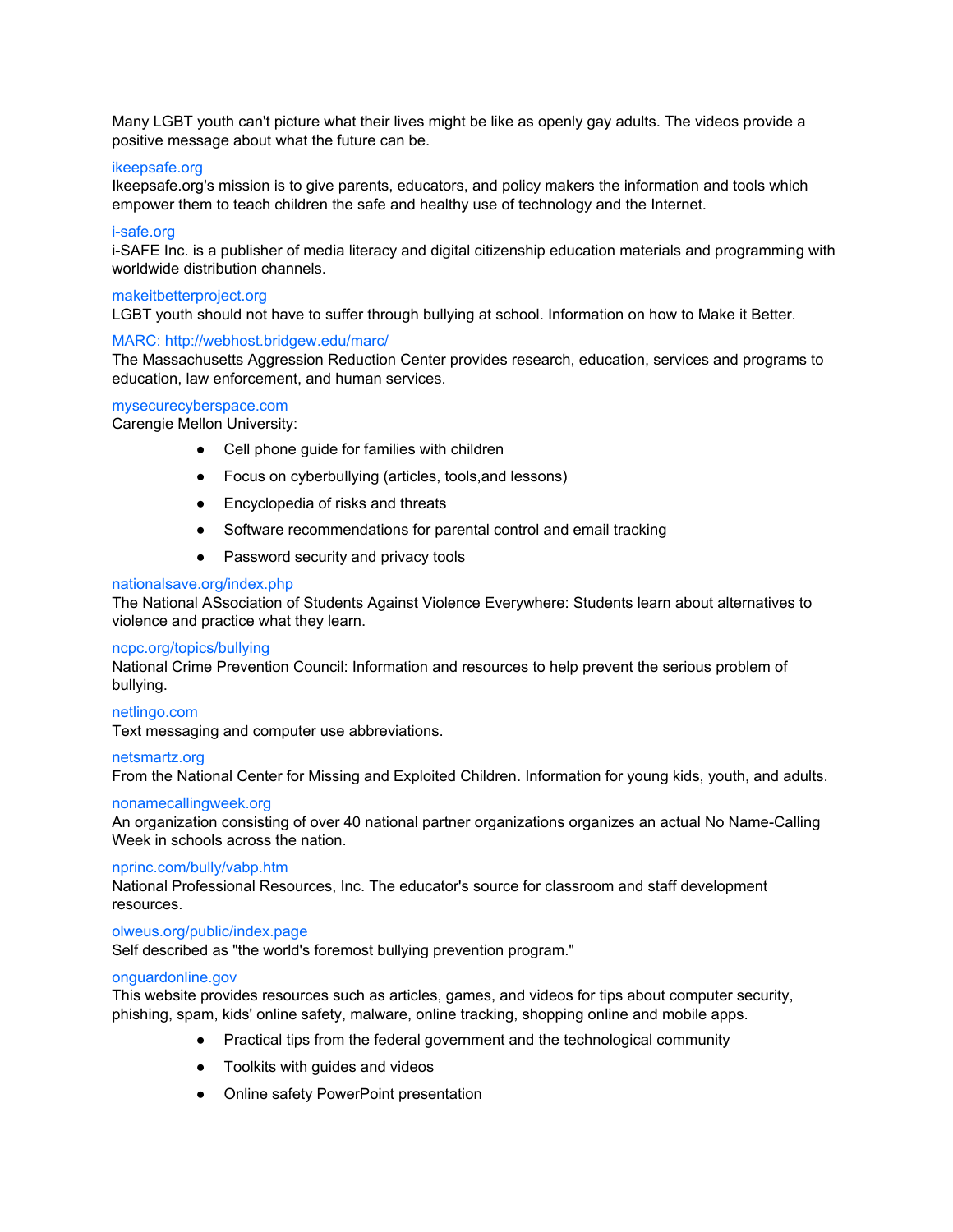Many LGBT youth can't picture what their lives might be like as openly gay adults. The videos provide a positive message about what the future can be.

ikeepsafe.org
Ikeepsafe.org's mission is to give parents, educators, and policy makers the information and tools which empower them to teach children the safe and healthy use of technology and the Internet.

i-safe.org
i-SAFE Inc. is a publisher of media literacy and digital citizenship education materials and programming with worldwide distribution channels.

makeitbetterproject.org
LGBT youth should not have to suffer through bullying at school. Information on how to Make it Better.

MARC: http://webhost.bridgew.edu/marc/
The Massachusetts Aggression Reduction Center provides research, education, services and programs to education, law enforcement, and human services.

mysecurecyberspace.com
Carengie Mellon University:

- Cell phone guide for families with children
- Focus on cyberbullying (articles, tools,and lessons)
- Encyclopedia of risks and threats
- Software recommendations for parental control and email tracking
- Password security and privacy tools

nationalsave.org/index.php
The National ASsociation of Students Against Violence Everywhere: Students learn about alternatives to violence and practice what they learn.

ncpc.org/topics/bullying
National Crime Prevention Council: Information and resources to help prevent the serious problem of bullying.

netlingo.com
Text messaging and computer use abbreviations.

netsmartz.org
From the National Center for Missing and Exploited Children. Information for young kids, youth, and adults.

nonamecallingweek.org
An organization consisting of over 40 national partner organizations organizes an actual No Name-Calling Week in schools across the nation.

nprinc.com/bully/vabp.htm
National Professional Resources, Inc. The educator's source for classroom and staff development resources.

olweus.org/public/index.page
Self described as "the world's foremost bullying prevention program."

onguardonline.gov
This website provides resources such as articles, games, and videos for tips about computer security, phishing, spam, kids' online safety, malware, online tracking, shopping online and mobile apps.

- Practical tips from the federal government and the technological community
- Toolkits with guides and videos
- Online safety PowerPoint presentation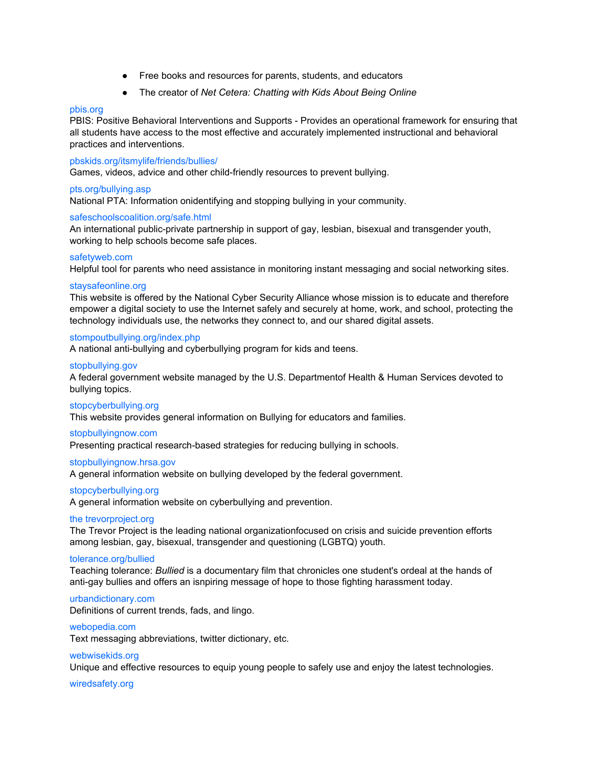- Free books and resources for parents, students, and educators
- The creator of *Net Cetera: Chatting with Kids About Being Online*

pbis.org
PBIS: Positive Behavioral Interventions and Supports - Provides an operational framework for ensuring that all students have access to the most effective and accurately implemented instructional and behavioral practices and interventions.

pbskids.org/itsmylife/friends/bullies/
Games, videos, advice and other child-friendly resources to prevent bullying.

pts.org/bullying.asp
National PTA: Information onidentifying and stopping bullying in your community.

safeschoolscoalition.org/safe.html
An international public-private partnership in support of gay, lesbian, bisexual and transgender youth, working to help schools become safe places.

safetyweb.com
Helpful tool for parents who need assistance in monitoring instant messaging and social networking sites.

staysafeonline.org
This website is offered by the National Cyber Security Alliance whose mission is to educate and therefore empower a digital society to use the Internet safely and securely at home, work, and school, protecting the technology individuals use, the networks they connect to, and our shared digital assets.

stompoutbullying.org/index.php
A national anti-bullying and cyberbullying program for kids and teens.

stopbullying.gov
A federal government website managed by the U.S. Departmentof Health & Human Services devoted to bullying topics.

stopcyberbullying.org
This website provides general information on Bullying for educators and families.

stopbullyingnow.com
Presenting practical research-based strategies for reducing bullying in schools.

stopbullyingnow.hrsa.gov
A general information website on bullying developed by the federal government.

stopcyberbullying.org
A general information website on cyberbullying and prevention.

the trevorproject.org
The Trevor Project is the leading national organizationfocused on crisis and suicide prevention efforts among lesbian, gay, bisexual, transgender and questioning (LGBTQ) youth.

tolerance.org/bullied
Teaching tolerance: *Bullied* is a documentary film that chronicles one student's ordeal at the hands of anti-gay bullies and offers an isnpiring message of hope to those fighting harassment today.

urbandictionary.com
Definitions of current trends, fads, and lingo.

webopedia.com
Text messaging abbreviations, twitter dictionary, etc.

webwisekids.org
Unique and effective resources to equip young people to safely use and enjoy the latest technologies.

wiredsafety.org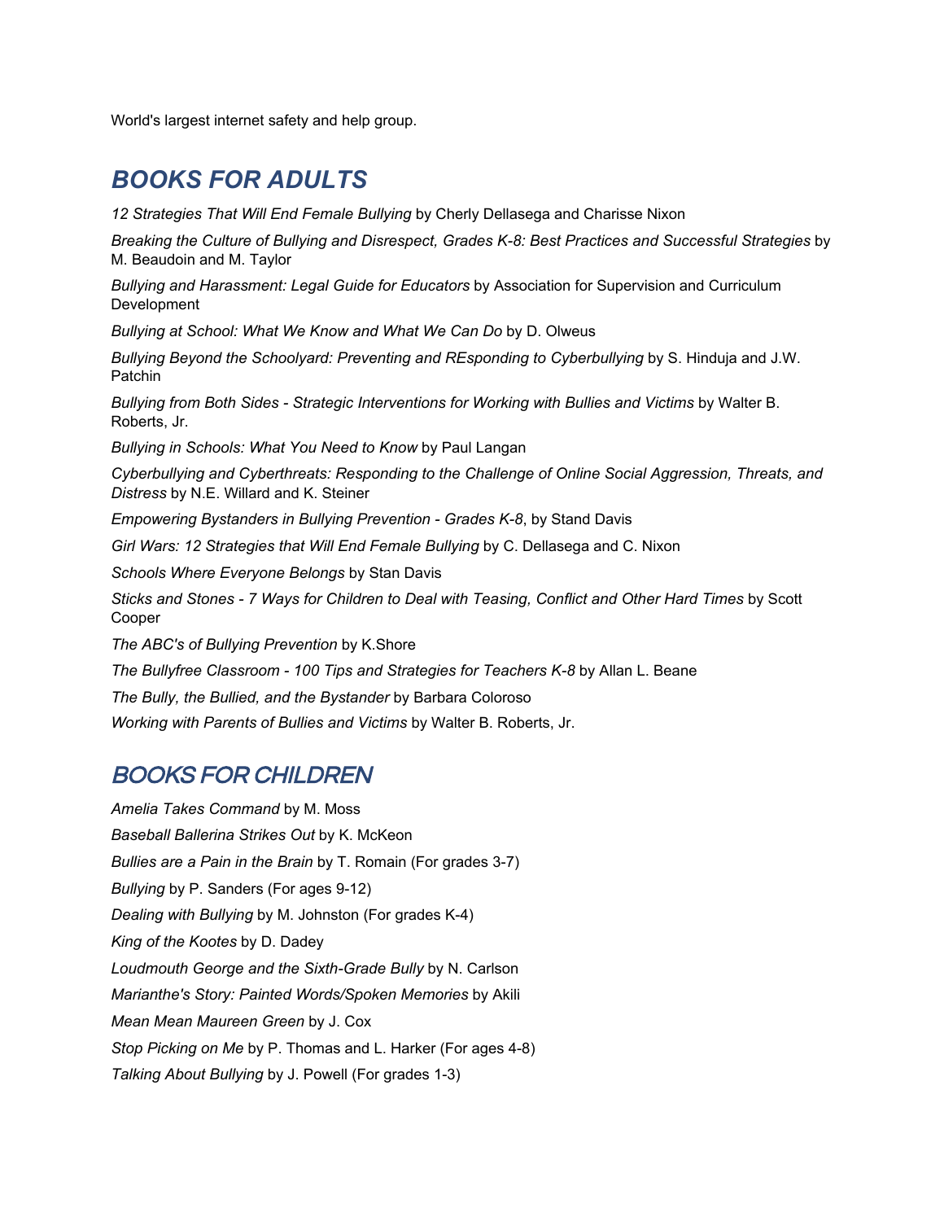World's largest internet safety and help group.

## BOOKS FOR ADULTS

*12 Strategies That Will End Female Bullying* by Cherly Dellasega and Charisse Nixon

*Breaking the Culture of Bullying and Disrespect, Grades K-8: Best Practices and Successful Strategies* by M. Beaudoin and M. Taylor

*Bullying and Harassment: Legal Guide for Educators* by Association for Supervision and Curriculum Development

*Bullying at School: What We Know and What We Can Do* by D. Olweus

*Bullying Beyond the Schoolyard: Preventing and REsponding to Cyberbullying* by S. Hinduja and J.W. Patchin

*Bullying from Both Sides - Strategic Interventions for Working with Bullies and Victims* by Walter B. Roberts, Jr.

*Bullying in Schools: What You Need to Know* by Paul Langan

*Cyberbullying and Cyberthreats: Responding to the Challenge of Online Social Aggression, Threats, and Distress* by N.E. Willard and K. Steiner

*Empowering Bystanders in Bullying Prevention - Grades K-8*, by Stand Davis

*Girl Wars: 12 Strategies that Will End Female Bullying* by C. Dellasega and C. Nixon

*Schools Where Everyone Belongs* by Stan Davis

*Sticks and Stones - 7 Ways for Children to Deal with Teasing, Conflict and Other Hard Times* by Scott Cooper

*The ABC's of Bullying Prevention* by K.Shore

*The Bullyfree Classroom - 100 Tips and Strategies for Teachers K-8* by Allan L. Beane

*The Bully, the Bullied, and the Bystander* by Barbara Coloroso

*Working with Parents of Bullies and Victims* by Walter B. Roberts, Jr.

## BOOKS FOR CHILDREN

*Amelia Takes Command* by M. Moss

*Baseball Ballerina Strikes Out* by K. McKeon

*Bullies are a Pain in the Brain* by T. Romain (For grades 3-7)

*Bullying* by P. Sanders (For ages 9-12)

*Dealing with Bullying* by M. Johnston (For grades K-4)

*King of the Kootes* by D. Dadey

*Loudmouth George and the Sixth-Grade Bully* by N. Carlson

*Marianthe's Story: Painted Words/Spoken Memories* by Akili

*Mean Mean Maureen Green* by J. Cox

*Stop Picking on Me* by P. Thomas and L. Harker (For ages 4-8)

*Talking About Bullying* by J. Powell (For grades 1-3)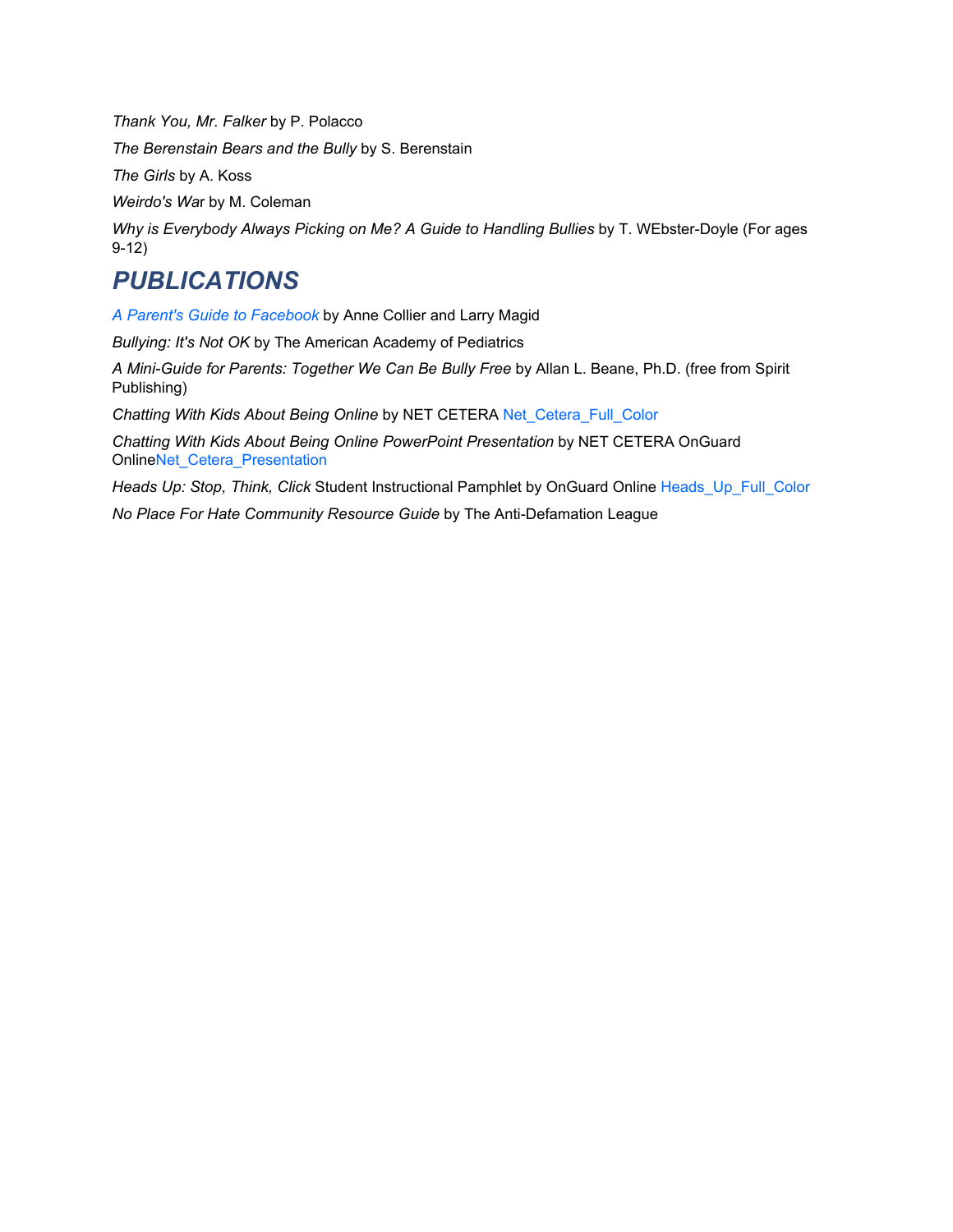*Thank You, Mr. Falker* by P. Polacco

*The Berenstain Bears and the Bully* by S. Berenstain

*The Girls* by A. Koss

*Weirdo's Wa*r by M. Coleman

*Why is Everybody Always Picking on Me? A Guide to Handling Bullies* by T. WEbster-Doyle (For ages 9-12)

## *PUBLICATIONS*

*A Parent's Guide to Facebook* by Anne Collier and Larry Magid

*Bullying: It's Not OK* by The American Academy of Pediatrics

*A Mini-Guide for Parents: Together We Can Be Bully Free* by Allan L. Beane, Ph.D. (free from Spirit Publishing)

*Chatting With Kids About Being Online* by NET CETERA Net_Cetera_Full_Color

*Chatting With Kids About Being Online PowerPoint Presentation* by NET CETERA OnGuard OnlineNet_Cetera_Presentation

*Heads Up: Stop, Think, Click* Student Instructional Pamphlet by OnGuard Online Heads_Up_Full_Color

*No Place For Hate Community Resource Guide* by The Anti-Defamation League